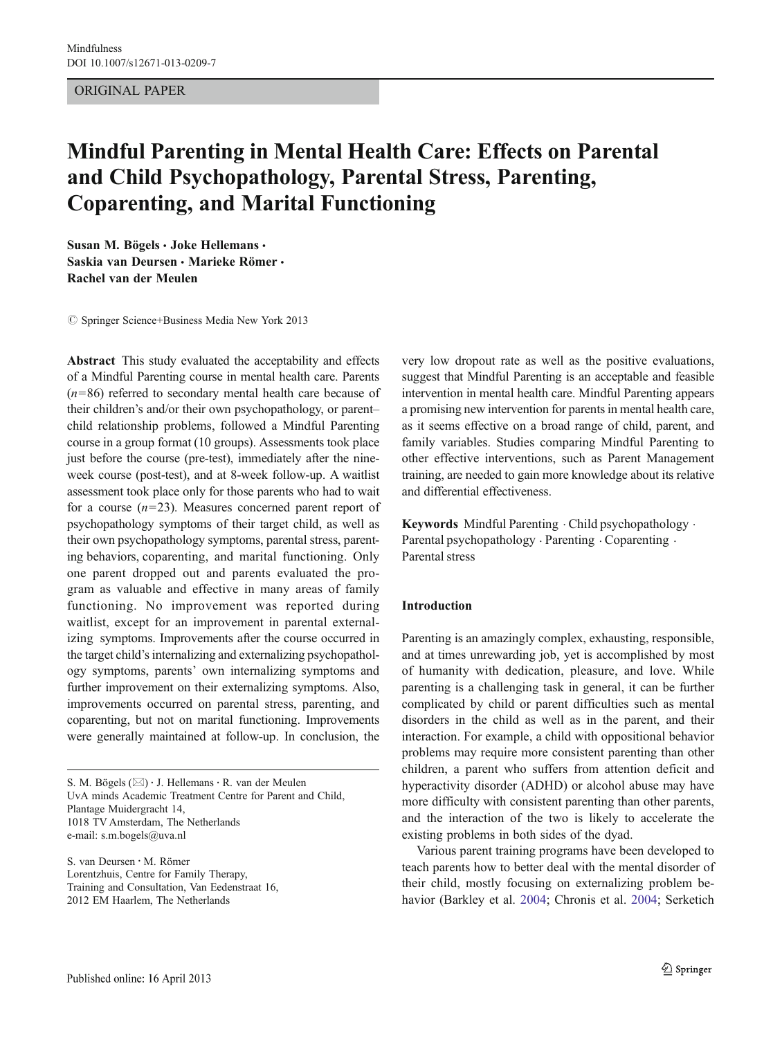Mindfulness
DOI 10.1007/s12671-013-0209-7

ORIGINAL PAPER

# Mindful Parenting in Mental Health Care: Effects on Parental and Child Psychopathology, Parental Stress, Parenting, Coparenting, and Marital Functioning

**Susan M. Bögels · Joke Hellemans · Saskia van Deursen · Marieke Römer · Rachel van der Meulen**

© Springer Science+Business Media New York 2013

**Abstract** This study evaluated the acceptability and effects of a Mindful Parenting course in mental health care. Parents ($n$=86) referred to secondary mental health care because of their children's and/or their own psychopathology, or parent–child relationship problems, followed a Mindful Parenting course in a group format (10 groups). Assessments took place just before the course (pre-test), immediately after the nine-week course (post-test), and at 8-week follow-up. A waitlist assessment took place only for those parents who had to wait for a course ($n$=23). Measures concerned parent report of psychopathology symptoms of their target child, as well as their own psychopathology symptoms, parental stress, parenting behaviors, coparenting, and marital functioning. Only one parent dropped out and parents evaluated the program as valuable and effective in many areas of family functioning. No improvement was reported during waitlist, except for an improvement in parental externalizing symptoms. Improvements after the course occurred in the target child's internalizing and externalizing psychopathology symptoms, parents' own internalizing symptoms and further improvement on their externalizing symptoms. Also, improvements occurred on parental stress, parenting, and coparenting, but not on marital functioning. Improvements were generally maintained at follow-up. In conclusion, the very low dropout rate as well as the positive evaluations, suggest that Mindful Parenting is an acceptable and feasible intervention in mental health care. Mindful Parenting appears a promising new intervention for parents in mental health care, as it seems effective on a broad range of child, parent, and family variables. Studies comparing Mindful Parenting to other effective interventions, such as Parent Management training, are needed to gain more knowledge about its relative and differential effectiveness.

**Keywords** Mindful Parenting · Child psychopathology · Parental psychopathology · Parenting · Coparenting · Parental stress

S. M. Bögels (✉) · J. Hellemans · R. van der Meulen
UvA minds Academic Treatment Centre for Parent and Child, Plantage Muidergracht 14, 1018 TV Amsterdam, The Netherlands
e-mail: s.m.bogels@uva.nl

S. van Deursen · M. Römer
Lorentzhuis, Centre for Family Therapy, Training and Consultation, Van Eedenstraat 16, 2012 EM Haarlem, The Netherlands

## Introduction

Parenting is an amazingly complex, exhausting, responsible, and at times unrewarding job, yet is accomplished by most of humanity with dedication, pleasure, and love. While parenting is a challenging task in general, it can be further complicated by child or parent difficulties such as mental disorders in the child as well as in the parent, and their interaction. For example, a child with oppositional behavior problems may require more consistent parenting than other children, a parent who suffers from attention deficit and hyperactivity disorder (ADHD) or alcohol abuse may have more difficulty with consistent parenting than other parents, and the interaction of the two is likely to accelerate the existing problems in both sides of the dyad.

Various parent training programs have been developed to teach parents how to better deal with the mental disorder of their child, mostly focusing on externalizing problem behavior (Barkley et al. 2004; Chronis et al. 2004; Serketich

Published online: 16 April 2013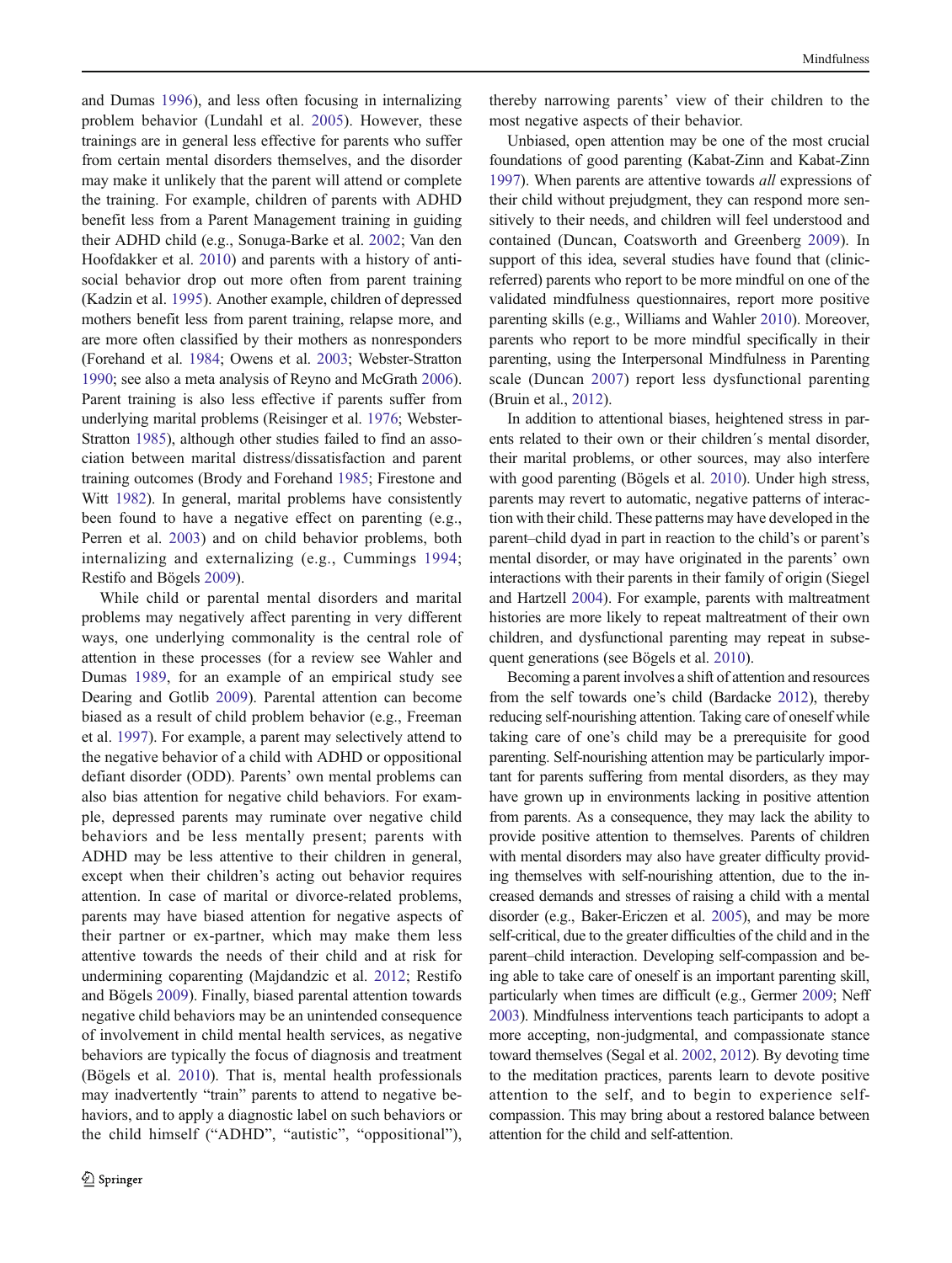and Dumas 1996), and less often focusing in internalizing problem behavior (Lundahl et al. 2005). However, these trainings are in general less effective for parents who suffer from certain mental disorders themselves, and the disorder may make it unlikely that the parent will attend or complete the training. For example, children of parents with ADHD benefit less from a Parent Management training in guiding their ADHD child (e.g., Sonuga-Barke et al. 2002; Van den Hoofdakker et al. 2010) and parents with a history of antisocial behavior drop out more often from parent training (Kadzin et al. 1995). Another example, children of depressed mothers benefit less from parent training, relapse more, and are more often classified by their mothers as nonresponders (Forehand et al. 1984; Owens et al. 2003; Webster-Stratton 1990; see also a meta analysis of Reyno and McGrath 2006). Parent training is also less effective if parents suffer from underlying marital problems (Reisinger et al. 1976; Webster-Stratton 1985), although other studies failed to find an association between marital distress/dissatisfaction and parent training outcomes (Brody and Forehand 1985; Firestone and Witt 1982). In general, marital problems have consistently been found to have a negative effect on parenting (e.g., Perren et al. 2003) and on child behavior problems, both internalizing and externalizing (e.g., Cummings 1994; Restifo and Bögels 2009).

While child or parental mental disorders and marital problems may negatively affect parenting in very different ways, one underlying commonality is the central role of attention in these processes (for a review see Wahler and Dumas 1989, for an example of an empirical study see Dearing and Gotlib 2009). Parental attention can become biased as a result of child problem behavior (e.g., Freeman et al. 1997). For example, a parent may selectively attend to the negative behavior of a child with ADHD or oppositional defiant disorder (ODD). Parents' own mental problems can also bias attention for negative child behaviors. For example, depressed parents may ruminate over negative child behaviors and be less mentally present; parents with ADHD may be less attentive to their children in general, except when their children's acting out behavior requires attention. In case of marital or divorce-related problems, parents may have biased attention for negative aspects of their partner or ex-partner, which may make them less attentive towards the needs of their child and at risk for undermining coparenting (Majdandzic et al. 2012; Restifo and Bögels 2009). Finally, biased parental attention towards negative child behaviors may be an unintended consequence of involvement in child mental health services, as negative behaviors are typically the focus of diagnosis and treatment (Bögels et al. 2010). That is, mental health professionals may inadvertently "train" parents to attend to negative behaviors, and to apply a diagnostic label on such behaviors or the child himself ("ADHD", "autistic", "oppositional"), thereby narrowing parents' view of their children to the most negative aspects of their behavior.

Unbiased, open attention may be one of the most crucial foundations of good parenting (Kabat-Zinn and Kabat-Zinn 1997). When parents are attentive towards *all* expressions of their child without prejudgment, they can respond more sensitively to their needs, and children will feel understood and contained (Duncan, Coatsworth and Greenberg 2009). In support of this idea, several studies have found that (clinic-referred) parents who report to be more mindful on one of the validated mindfulness questionnaires, report more positive parenting skills (e.g., Williams and Wahler 2010). Moreover, parents who report to be more mindful specifically in their parenting, using the Interpersonal Mindfulness in Parenting scale (Duncan 2007) report less dysfunctional parenting (Bruin et al., 2012).

In addition to attentional biases, heightened stress in parents related to their own or their children´s mental disorder, their marital problems, or other sources, may also interfere with good parenting (Bögels et al. 2010). Under high stress, parents may revert to automatic, negative patterns of interaction with their child. These patterns may have developed in the parent–child dyad in part in reaction to the child's or parent's mental disorder, or may have originated in the parents' own interactions with their parents in their family of origin (Siegel and Hartzell 2004). For example, parents with maltreatment histories are more likely to repeat maltreatment of their own children, and dysfunctional parenting may repeat in subsequent generations (see Bögels et al. 2010).

Becoming a parent involves a shift of attention and resources from the self towards one's child (Bardacke 2012), thereby reducing self-nourishing attention. Taking care of oneself while taking care of one's child may be a prerequisite for good parenting. Self-nourishing attention may be particularly important for parents suffering from mental disorders, as they may have grown up in environments lacking in positive attention from parents. As a consequence, they may lack the ability to provide positive attention to themselves. Parents of children with mental disorders may also have greater difficulty providing themselves with self-nourishing attention, due to the increased demands and stresses of raising a child with a mental disorder (e.g., Baker-Ericzen et al. 2005), and may be more self-critical, due to the greater difficulties of the child and in the parent–child interaction. Developing self-compassion and being able to take care of oneself is an important parenting skill, particularly when times are difficult (e.g., Germer 2009; Neff 2003). Mindfulness interventions teach participants to adopt a more accepting, non-judgmental, and compassionate stance toward themselves (Segal et al. 2002, 2012). By devoting time to the meditation practices, parents learn to devote positive attention to the self, and to begin to experience self-compassion. This may bring about a restored balance between attention for the child and self-attention.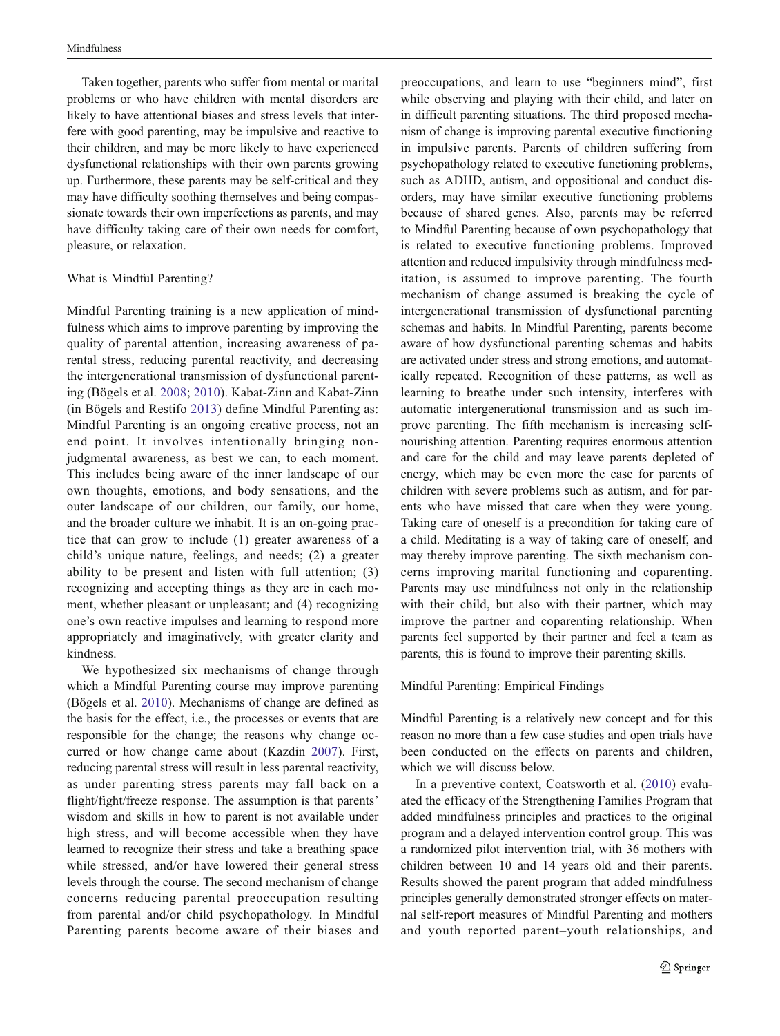Taken together, parents who suffer from mental or marital problems or who have children with mental disorders are likely to have attentional biases and stress levels that interfere with good parenting, may be impulsive and reactive to their children, and may be more likely to have experienced dysfunctional relationships with their own parents growing up. Furthermore, these parents may be self-critical and they may have difficulty soothing themselves and being compassionate towards their own imperfections as parents, and may have difficulty taking care of their own needs for comfort, pleasure, or relaxation.

## What is Mindful Parenting?

Mindful Parenting training is a new application of mindfulness which aims to improve parenting by improving the quality of parental attention, increasing awareness of parental stress, reducing parental reactivity, and decreasing the intergenerational transmission of dysfunctional parenting (Bögels et al. 2008; 2010). Kabat-Zinn and Kabat-Zinn (in Bögels and Restifo 2013) define Mindful Parenting as: Mindful Parenting is an ongoing creative process, not an end point. It involves intentionally bringing nonjudgmental awareness, as best we can, to each moment. This includes being aware of the inner landscape of our own thoughts, emotions, and body sensations, and the outer landscape of our children, our family, our home, and the broader culture we inhabit. It is an on-going practice that can grow to include (1) greater awareness of a child's unique nature, feelings, and needs; (2) a greater ability to be present and listen with full attention; (3) recognizing and accepting things as they are in each moment, whether pleasant or unpleasant; and (4) recognizing one's own reactive impulses and learning to respond more appropriately and imaginatively, with greater clarity and kindness.

We hypothesized six mechanisms of change through which a Mindful Parenting course may improve parenting (Bögels et al. 2010). Mechanisms of change are defined as the basis for the effect, i.e., the processes or events that are responsible for the change; the reasons why change occurred or how change came about (Kazdin 2007). First, reducing parental stress will result in less parental reactivity, as under parenting stress parents may fall back on a flight/fight/freeze response. The assumption is that parents' wisdom and skills in how to parent is not available under high stress, and will become accessible when they have learned to recognize their stress and take a breathing space while stressed, and/or have lowered their general stress levels through the course. The second mechanism of change concerns reducing parental preoccupation resulting from parental and/or child psychopathology. In Mindful Parenting parents become aware of their biases and preoccupations, and learn to use "beginners mind", first while observing and playing with their child, and later on in difficult parenting situations. The third proposed mechanism of change is improving parental executive functioning in impulsive parents. Parents of children suffering from psychopathology related to executive functioning problems, such as ADHD, autism, and oppositional and conduct disorders, may have similar executive functioning problems because of shared genes. Also, parents may be referred to Mindful Parenting because of own psychopathology that is related to executive functioning problems. Improved attention and reduced impulsivity through mindfulness meditation, is assumed to improve parenting. The fourth mechanism of change assumed is breaking the cycle of intergenerational transmission of dysfunctional parenting schemas and habits. In Mindful Parenting, parents become aware of how dysfunctional parenting schemas and habits are activated under stress and strong emotions, and automatically repeated. Recognition of these patterns, as well as learning to breathe under such intensity, interferes with automatic intergenerational transmission and as such improve parenting. The fifth mechanism is increasing self-nourishing attention. Parenting requires enormous attention and care for the child and may leave parents depleted of energy, which may be even more the case for parents of children with severe problems such as autism, and for parents who have missed that care when they were young. Taking care of oneself is a precondition for taking care of a child. Meditating is a way of taking care of oneself, and may thereby improve parenting. The sixth mechanism concerns improving marital functioning and coparenting. Parents may use mindfulness not only in the relationship with their child, but also with their partner, which may improve the partner and coparenting relationship. When parents feel supported by their partner and feel a team as parents, this is found to improve their parenting skills.

## Mindful Parenting: Empirical Findings

Mindful Parenting is a relatively new concept and for this reason no more than a few case studies and open trials have been conducted on the effects on parents and children, which we will discuss below.

In a preventive context, Coatsworth et al. (2010) evaluated the efficacy of the Strengthening Families Program that added mindfulness principles and practices to the original program and a delayed intervention control group. This was a randomized pilot intervention trial, with 36 mothers with children between 10 and 14 years old and their parents. Results showed the parent program that added mindfulness principles generally demonstrated stronger effects on maternal self-report measures of Mindful Parenting and mothers and youth reported parent–youth relationships, and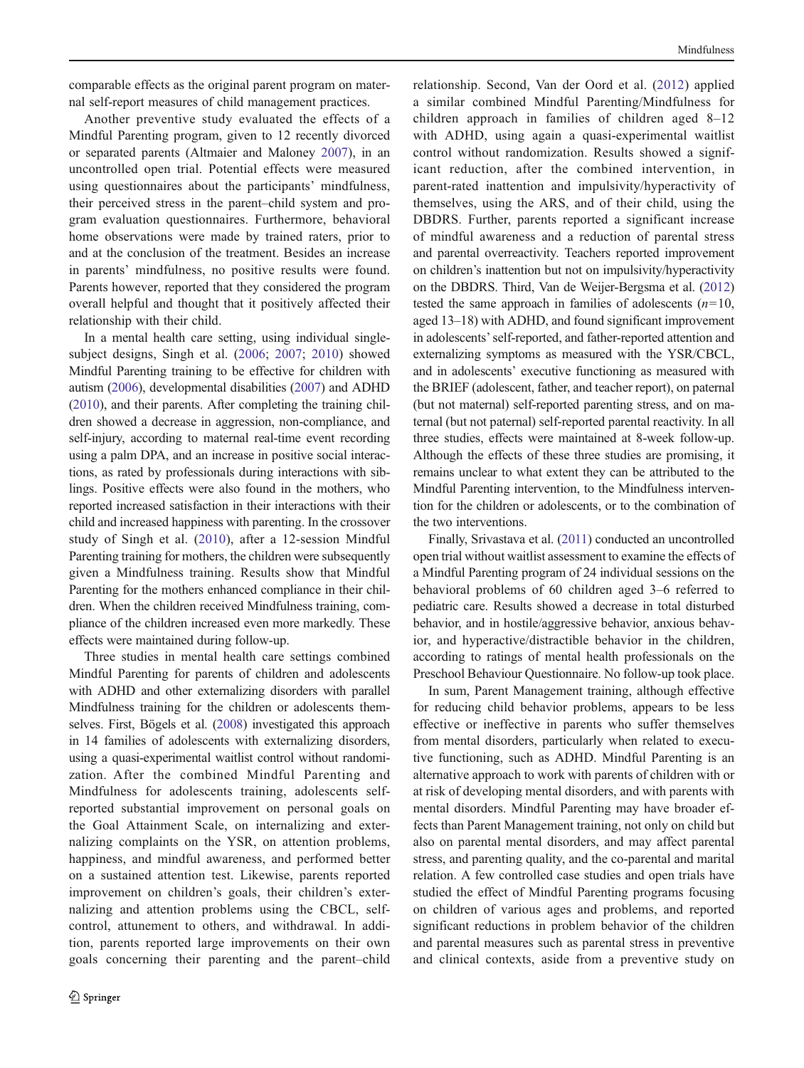comparable effects as the original parent program on maternal self-report measures of child management practices.

Another preventive study evaluated the effects of a Mindful Parenting program, given to 12 recently divorced or separated parents (Altmaier and Maloney 2007), in an uncontrolled open trial. Potential effects were measured using questionnaires about the participants' mindfulness, their perceived stress in the parent–child system and program evaluation questionnaires. Furthermore, behavioral home observations were made by trained raters, prior to and at the conclusion of the treatment. Besides an increase in parents' mindfulness, no positive results were found. Parents however, reported that they considered the program overall helpful and thought that it positively affected their relationship with their child.

In a mental health care setting, using individual single-subject designs, Singh et al. (2006; 2007; 2010) showed Mindful Parenting training to be effective for children with autism (2006), developmental disabilities (2007) and ADHD (2010), and their parents. After completing the training children showed a decrease in aggression, non-compliance, and self-injury, according to maternal real-time event recording using a palm DPA, and an increase in positive social interactions, as rated by professionals during interactions with siblings. Positive effects were also found in the mothers, who reported increased satisfaction in their interactions with their child and increased happiness with parenting. In the crossover study of Singh et al. (2010), after a 12-session Mindful Parenting training for mothers, the children were subsequently given a Mindfulness training. Results show that Mindful Parenting for the mothers enhanced compliance in their children. When the children received Mindfulness training, compliance of the children increased even more markedly. These effects were maintained during follow-up.

Three studies in mental health care settings combined Mindful Parenting for parents of children and adolescents with ADHD and other externalizing disorders with parallel Mindfulness training for the children or adolescents themselves. First, Bögels et al. (2008) investigated this approach in 14 families of adolescents with externalizing disorders, using a quasi-experimental waitlist control without randomization. After the combined Mindful Parenting and Mindfulness for adolescents training, adolescents self-reported substantial improvement on personal goals on the Goal Attainment Scale, on internalizing and externalizing complaints on the YSR, on attention problems, happiness, and mindful awareness, and performed better on a sustained attention test. Likewise, parents reported improvement on children's goals, their children's externalizing and attention problems using the CBCL, self-control, attunement to others, and withdrawal. In addition, parents reported large improvements on their own goals concerning their parenting and the parent–child relationship. Second, Van der Oord et al. (2012) applied a similar combined Mindful Parenting/Mindfulness for children approach in families of children aged 8–12 with ADHD, using again a quasi-experimental waitlist control without randomization. Results showed a significant reduction, after the combined intervention, in parent-rated inattention and impulsivity/hyperactivity of themselves, using the ARS, and of their child, using the DBDRS. Further, parents reported a significant increase of mindful awareness and a reduction of parental stress and parental overreactivity. Teachers reported improvement on children's inattention but not on impulsivity/hyperactivity on the DBDRS. Third, Van de Weijer-Bergsma et al. (2012) tested the same approach in families of adolescents ($n=10$, aged 13–18) with ADHD, and found significant improvement in adolescents' self-reported, and father-reported attention and externalizing symptoms as measured with the YSR/CBCL, and in adolescents' executive functioning as measured with the BRIEF (adolescent, father, and teacher report), on paternal (but not maternal) self-reported parenting stress, and on maternal (but not paternal) self-reported parental reactivity. In all three studies, effects were maintained at 8-week follow-up. Although the effects of these three studies are promising, it remains unclear to what extent they can be attributed to the Mindful Parenting intervention, to the Mindfulness intervention for the children or adolescents, or to the combination of the two interventions.

Finally, Srivastava et al. (2011) conducted an uncontrolled open trial without waitlist assessment to examine the effects of a Mindful Parenting program of 24 individual sessions on the behavioral problems of 60 children aged 3–6 referred to pediatric care. Results showed a decrease in total disturbed behavior, and in hostile/aggressive behavior, anxious behavior, and hyperactive/distractible behavior in the children, according to ratings of mental health professionals on the Preschool Behaviour Questionnaire. No follow-up took place.

In sum, Parent Management training, although effective for reducing child behavior problems, appears to be less effective or ineffective in parents who suffer themselves from mental disorders, particularly when related to executive functioning, such as ADHD. Mindful Parenting is an alternative approach to work with parents of children with or at risk of developing mental disorders, and with parents with mental disorders. Mindful Parenting may have broader effects than Parent Management training, not only on child but also on parental mental disorders, and may affect parental stress, and parenting quality, and the co-parental and marital relation. A few controlled case studies and open trials have studied the effect of Mindful Parenting programs focusing on children of various ages and problems, and reported significant reductions in problem behavior of the children and parental measures such as parental stress in preventive and clinical contexts, aside from a preventive study on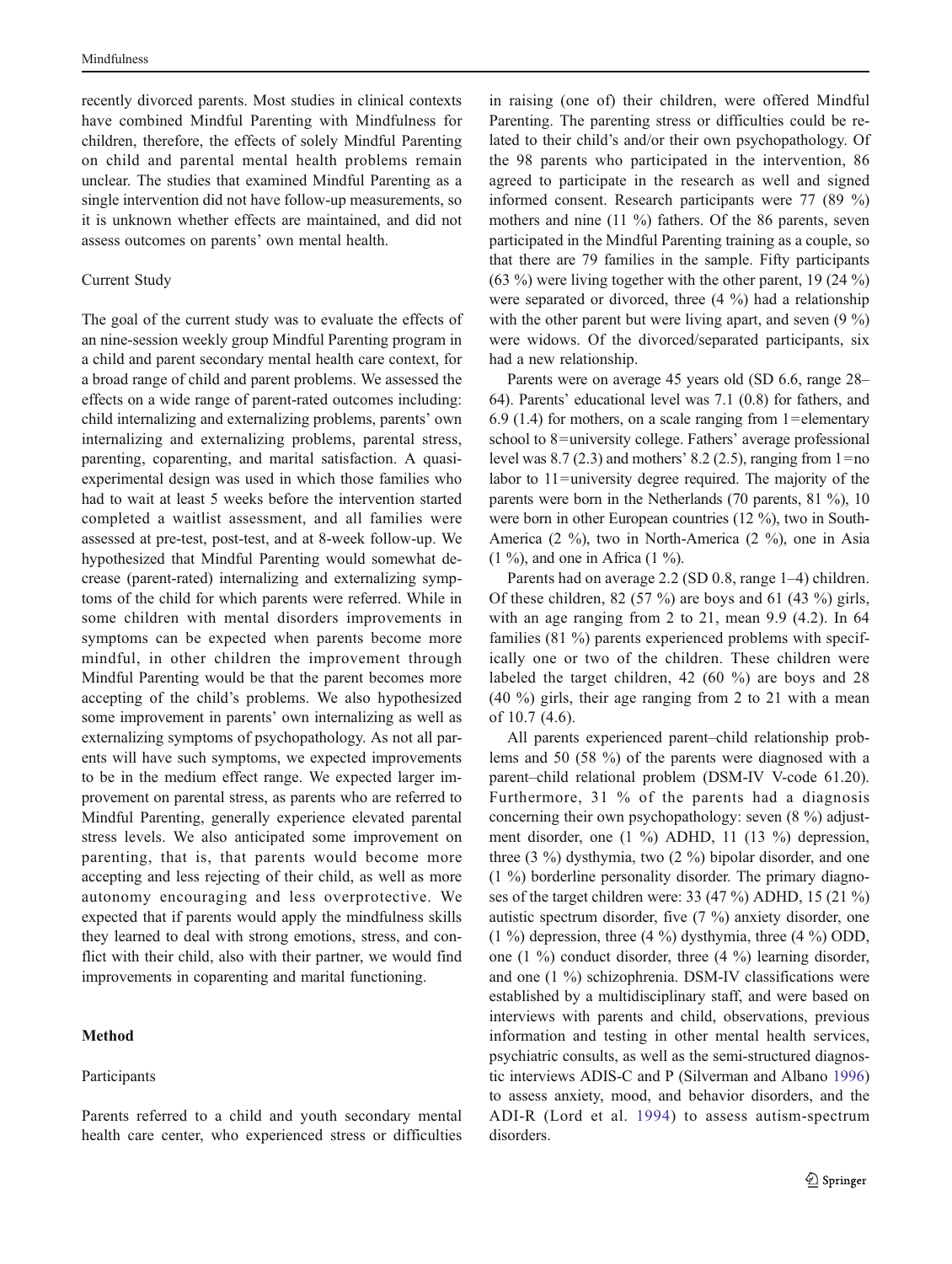recently divorced parents. Most studies in clinical contexts have combined Mindful Parenting with Mindfulness for children, therefore, the effects of solely Mindful Parenting on child and parental mental health problems remain unclear. The studies that examined Mindful Parenting as a single intervention did not have follow-up measurements, so it is unknown whether effects are maintained, and did not assess outcomes on parents' own mental health.

## Current Study

The goal of the current study was to evaluate the effects of an nine-session weekly group Mindful Parenting program in a child and parent secondary mental health care context, for a broad range of child and parent problems. We assessed the effects on a wide range of parent-rated outcomes including: child internalizing and externalizing problems, parents' own internalizing and externalizing problems, parental stress, parenting, coparenting, and marital satisfaction. A quasi-experimental design was used in which those families who had to wait at least 5 weeks before the intervention started completed a waitlist assessment, and all families were assessed at pre-test, post-test, and at 8-week follow-up. We hypothesized that Mindful Parenting would somewhat decrease (parent-rated) internalizing and externalizing symptoms of the child for which parents were referred. While in some children with mental disorders improvements in symptoms can be expected when parents become more mindful, in other children the improvement through Mindful Parenting would be that the parent becomes more accepting of the child's problems. We also hypothesized some improvement in parents' own internalizing as well as externalizing symptoms of psychopathology. As not all parents will have such symptoms, we expected improvements to be in the medium effect range. We expected larger improvement on parental stress, as parents who are referred to Mindful Parenting, generally experience elevated parental stress levels. We also anticipated some improvement on parenting, that is, that parents would become more accepting and less rejecting of their child, as well as more autonomy encouraging and less overprotective. We expected that if parents would apply the mindfulness skills they learned to deal with strong emotions, stress, and conflict with their child, also with their partner, we would find improvements in coparenting and marital functioning.

# Method

## Participants

Parents referred to a child and youth secondary mental health care center, who experienced stress or difficulties in raising (one of) their children, were offered Mindful Parenting. The parenting stress or difficulties could be related to their child's and/or their own psychopathology. Of the 98 parents who participated in the intervention, 86 agreed to participate in the research as well and signed informed consent. Research participants were 77 (89 %) mothers and nine (11 %) fathers. Of the 86 parents, seven participated in the Mindful Parenting training as a couple, so that there are 79 families in the sample. Fifty participants (63 %) were living together with the other parent, 19 (24 %) were separated or divorced, three (4 %) had a relationship with the other parent but were living apart, and seven (9 %) were widows. Of the divorced/separated participants, six had a new relationship.

Parents were on average 45 years old (SD 6.6, range 28–64). Parents' educational level was 7.1 (0.8) for fathers, and 6.9 (1.4) for mothers, on a scale ranging from 1=elementary school to 8=university college. Fathers' average professional level was 8.7 (2.3) and mothers' 8.2 (2.5), ranging from 1=no labor to 11=university degree required. The majority of the parents were born in the Netherlands (70 parents, 81 %), 10 were born in other European countries (12 %), two in South-America (2 %), two in North-America (2 %), one in Asia (1 %), and one in Africa (1 %).

Parents had on average 2.2 (SD 0.8, range 1–4) children. Of these children, 82 (57 %) are boys and 61 (43 %) girls, with an age ranging from 2 to 21, mean 9.9 (4.2). In 64 families (81 %) parents experienced problems with specifically one or two of the children. These children were labeled the target children, 42 (60 %) are boys and 28 (40 %) girls, their age ranging from 2 to 21 with a mean of 10.7 (4.6).

All parents experienced parent–child relationship problems and 50 (58 %) of the parents were diagnosed with a parent–child relational problem (DSM-IV V-code 61.20). Furthermore, 31 % of the parents had a diagnosis concerning their own psychopathology: seven (8 %) adjustment disorder, one (1 %) ADHD, 11 (13 %) depression, three (3 %) dysthymia, two (2 %) bipolar disorder, and one (1 %) borderline personality disorder. The primary diagnoses of the target children were: 33 (47 %) ADHD, 15 (21 %) autistic spectrum disorder, five (7 %) anxiety disorder, one (1 %) depression, three (4 %) dysthymia, three (4 %) ODD, one (1 %) conduct disorder, three (4 %) learning disorder, and one (1 %) schizophrenia. DSM-IV classifications were established by a multidisciplinary staff, and were based on interviews with parents and child, observations, previous information and testing in other mental health services, psychiatric consults, as well as the semi-structured diagnostic interviews ADIS-C and P (Silverman and Albano 1996) to assess anxiety, mood, and behavior disorders, and the ADI-R (Lord et al. 1994) to assess autism-spectrum disorders.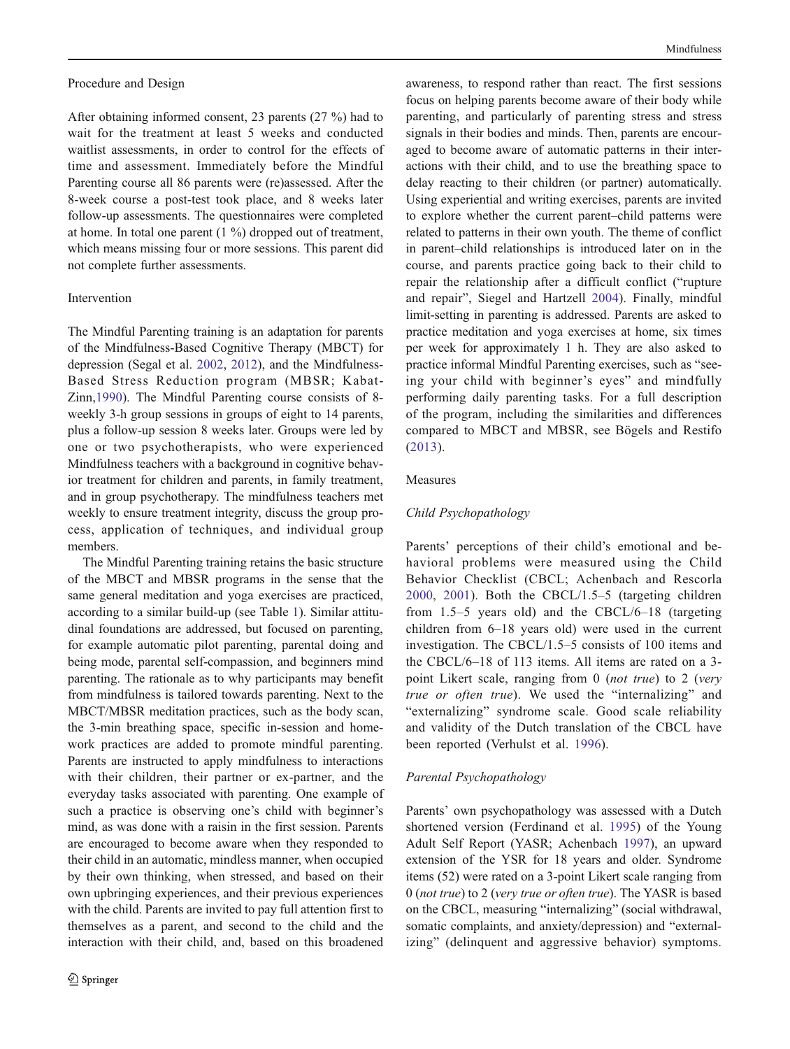### Procedure and Design

After obtaining informed consent, 23 parents (27 %) had to wait for the treatment at least 5 weeks and conducted waitlist assessments, in order to control for the effects of time and assessment. Immediately before the Mindful Parenting course all 86 parents were (re)assessed. After the 8-week course a post-test took place, and 8 weeks later follow-up assessments. The questionnaires were completed at home. In total one parent (1 %) dropped out of treatment, which means missing four or more sessions. This parent did not complete further assessments.

### Intervention

The Mindful Parenting training is an adaptation for parents of the Mindfulness-Based Cognitive Therapy (MBCT) for depression (Segal et al. 2002, 2012), and the Mindfulness-Based Stress Reduction program (MBSR; Kabat-Zinn,1990). The Mindful Parenting course consists of 8-weekly 3-h group sessions in groups of eight to 14 parents, plus a follow-up session 8 weeks later. Groups were led by one or two psychotherapists, who were experienced Mindfulness teachers with a background in cognitive behavior treatment for children and parents, in family treatment, and in group psychotherapy. The mindfulness teachers met weekly to ensure treatment integrity, discuss the group process, application of techniques, and individual group members.

The Mindful Parenting training retains the basic structure of the MBCT and MBSR programs in the sense that the same general meditation and yoga exercises are practiced, according to a similar build-up (see Table 1). Similar attitudinal foundations are addressed, but focused on parenting, for example automatic pilot parenting, parental doing and being mode, parental self-compassion, and beginners mind parenting. The rationale as to why participants may benefit from mindfulness is tailored towards parenting. Next to the MBCT/MBSR meditation practices, such as the body scan, the 3-min breathing space, specific in-session and homework practices are added to promote mindful parenting. Parents are instructed to apply mindfulness to interactions with their children, their partner or ex-partner, and the everyday tasks associated with parenting. One example of such a practice is observing one's child with beginner's mind, as was done with a raisin in the first session. Parents are encouraged to become aware when they responded to their child in an automatic, mindless manner, when occupied by their own thinking, when stressed, and based on their own upbringing experiences, and their previous experiences with the child. Parents are invited to pay full attention first to themselves as a parent, and second to the child and the interaction with their child, and, based on this broadened awareness, to respond rather than react. The first sessions focus on helping parents become aware of their body while parenting, and particularly of parenting stress and stress signals in their bodies and minds. Then, parents are encouraged to become aware of automatic patterns in their interactions with their child, and to use the breathing space to delay reacting to their children (or partner) automatically. Using experiential and writing exercises, parents are invited to explore whether the current parent–child patterns were related to patterns in their own youth. The theme of conflict in parent–child relationships is introduced later on in the course, and parents practice going back to their child to repair the relationship after a difficult conflict ("rupture and repair", Siegel and Hartzell 2004). Finally, mindful limit-setting in parenting is addressed. Parents are asked to practice meditation and yoga exercises at home, six times per week for approximately 1 h. They are also asked to practice informal Mindful Parenting exercises, such as "seeing your child with beginner's eyes" and mindfully performing daily parenting tasks. For a full description of the program, including the similarities and differences compared to MBCT and MBSR, see Bögels and Restifo (2013).

### Measures

#### *Child Psychopathology*

Parents' perceptions of their child's emotional and behavioral problems were measured using the Child Behavior Checklist (CBCL; Achenbach and Rescorla 2000, 2001). Both the CBCL/1.5–5 (targeting children from 1.5–5 years old) and the CBCL/6–18 (targeting children from 6–18 years old) were used in the current investigation. The CBCL/1.5–5 consists of 100 items and the CBCL/6–18 of 113 items. All items are rated on a 3-point Likert scale, ranging from 0 (*not true*) to 2 (*very true or often true*). We used the "internalizing" and "externalizing" syndrome scale. Good scale reliability and validity of the Dutch translation of the CBCL have been reported (Verhulst et al. 1996).

#### *Parental Psychopathology*

Parents' own psychopathology was assessed with a Dutch shortened version (Ferdinand et al. 1995) of the Young Adult Self Report (YASR; Achenbach 1997), an upward extension of the YSR for 18 years and older. Syndrome items (52) were rated on a 3-point Likert scale ranging from 0 (*not true*) to 2 (*very true or often true*). The YASR is based on the CBCL, measuring "internalizing" (social withdrawal, somatic complaints, and anxiety/depression) and "externalizing" (delinquent and aggressive behavior) symptoms.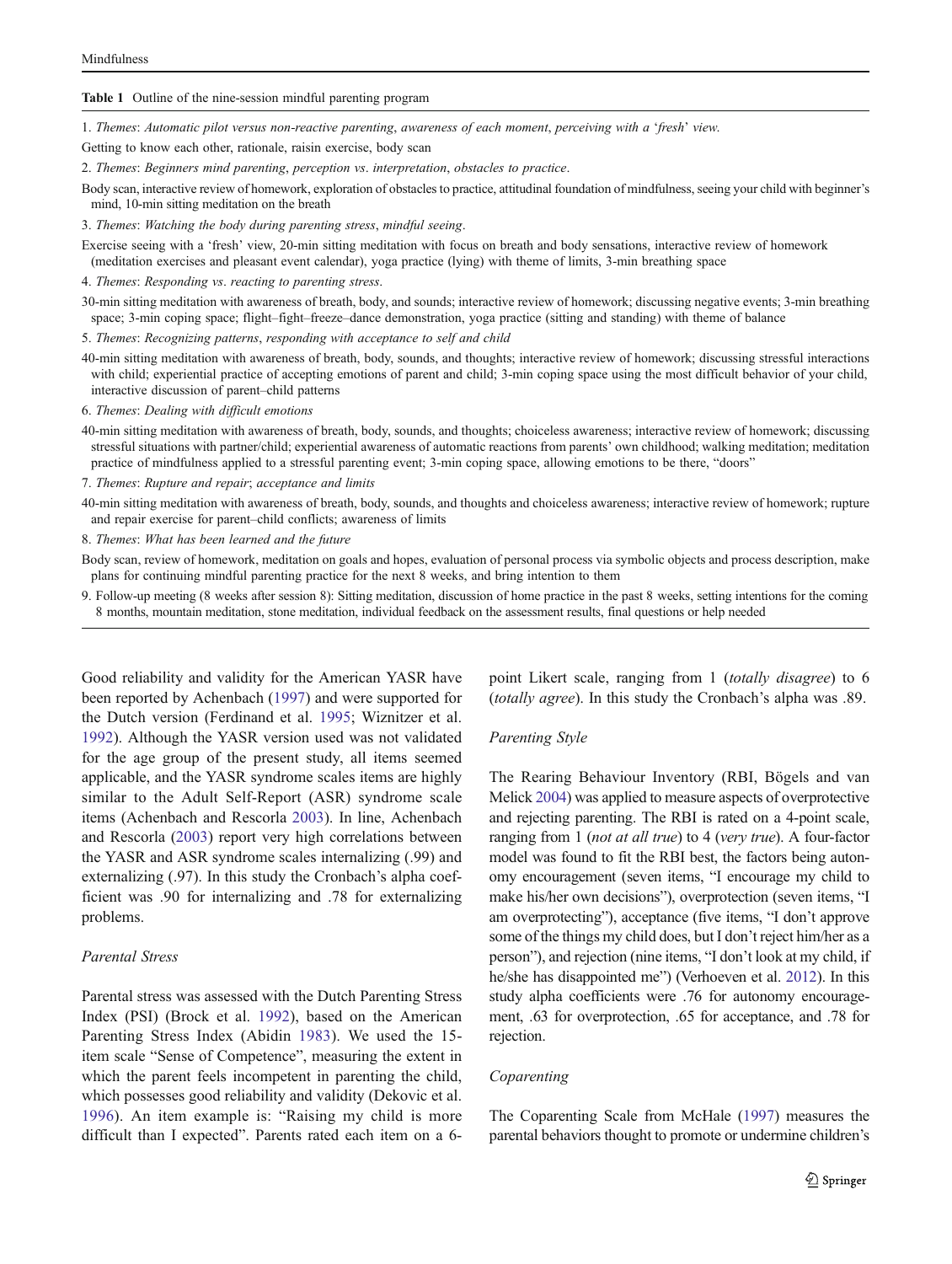**Table 1** Outline of the nine-session mindful parenting program

1. *Themes*: *Automatic pilot versus non-reactive parenting*, *awareness of each moment*, *perceiving with a 'fresh' view*.

Getting to know each other, rationale, raisin exercise, body scan

2. *Themes*: *Beginners mind parenting*, *perception vs. interpretation*, *obstacles to practice*.

Body scan, interactive review of homework, exploration of obstacles to practice, attitudinal foundation of mindfulness, seeing your child with beginner's mind, 10-min sitting meditation on the breath

3. *Themes*: *Watching the body during parenting stress*, *mindful seeing*.

Exercise seeing with a 'fresh' view, 20-min sitting meditation with focus on breath and body sensations, interactive review of homework (meditation exercises and pleasant event calendar), yoga practice (lying) with theme of limits, 3-min breathing space

4. *Themes*: *Responding vs. reacting to parenting stress*.

30-min sitting meditation with awareness of breath, body, and sounds; interactive review of homework; discussing negative events; 3-min breathing space; 3-min coping space; flight–fight–freeze–dance demonstration, yoga practice (sitting and standing) with theme of balance

5. *Themes*: *Recognizing patterns*, *responding with acceptance to self and child*

40-min sitting meditation with awareness of breath, body, sounds, and thoughts; interactive review of homework; discussing stressful interactions with child; experiential practice of accepting emotions of parent and child; 3-min coping space using the most difficult behavior of your child, interactive discussion of parent–child patterns

6. *Themes*: *Dealing with difficult emotions*

40-min sitting meditation with awareness of breath, body, sounds, and thoughts; choiceless awareness; interactive review of homework; discussing stressful situations with partner/child; experiential awareness of automatic reactions from parents' own childhood; walking meditation; meditation practice of mindfulness applied to a stressful parenting event; 3-min coping space, allowing emotions to be there, "doors"

7. *Themes*: *Rupture and repair*; *acceptance and limits*

40-min sitting meditation with awareness of breath, body, sounds, and thoughts and choiceless awareness; interactive review of homework; rupture and repair exercise for parent–child conflicts; awareness of limits

8. *Themes*: *What has been learned and the future*

Body scan, review of homework, meditation on goals and hopes, evaluation of personal process via symbolic objects and process description, make plans for continuing mindful parenting practice for the next 8 weeks, and bring intention to them

9. Follow-up meeting (8 weeks after session 8): Sitting meditation, discussion of home practice in the past 8 weeks, setting intentions for the coming 8 months, mountain meditation, stone meditation, individual feedback on the assessment results, final questions or help needed

Good reliability and validity for the American YASR have been reported by Achenbach (1997) and were supported for the Dutch version (Ferdinand et al. 1995; Wiznitzer et al. 1992). Although the YASR version used was not validated for the age group of the present study, all items seemed applicable, and the YASR syndrome scales items are highly similar to the Adult Self-Report (ASR) syndrome scale items (Achenbach and Rescorla 2003). In line, Achenbach and Rescorla (2003) report very high correlations between the YASR and ASR syndrome scales internalizing (.99) and externalizing (.97). In this study the Cronbach's alpha coefficient was .90 for internalizing and .78 for externalizing problems.

### Parental Stress

Parental stress was assessed with the Dutch Parenting Stress Index (PSI) (Brock et al. 1992), based on the American Parenting Stress Index (Abidin 1983). We used the 15-item scale "Sense of Competence", measuring the extent in which the parent feels incompetent in parenting the child, which possesses good reliability and validity (Dekovic et al. 1996). An item example is: "Raising my child is more difficult than I expected". Parents rated each item on a 6-point Likert scale, ranging from 1 (*totally disagree*) to 6 (*totally agree*). In this study the Cronbach's alpha was .89.

### Parenting Style

The Rearing Behaviour Inventory (RBI, Bögels and van Melick 2004) was applied to measure aspects of overprotective and rejecting parenting. The RBI is rated on a 4-point scale, ranging from 1 (*not at all true*) to 4 (*very true*). A four-factor model was found to fit the RBI best, the factors being autonomy encouragement (seven items, "I encourage my child to make his/her own decisions"), overprotection (seven items, "I am overprotecting"), acceptance (five items, "I don't approve some of the things my child does, but I don't reject him/her as a person"), and rejection (nine items, "I don't look at my child, if he/she has disappointed me") (Verhoeven et al. 2012). In this study alpha coefficients were .76 for autonomy encouragement, .63 for overprotection, .65 for acceptance, and .78 for rejection.

### Coparenting

The Coparenting Scale from McHale (1997) measures the parental behaviors thought to promote or undermine children's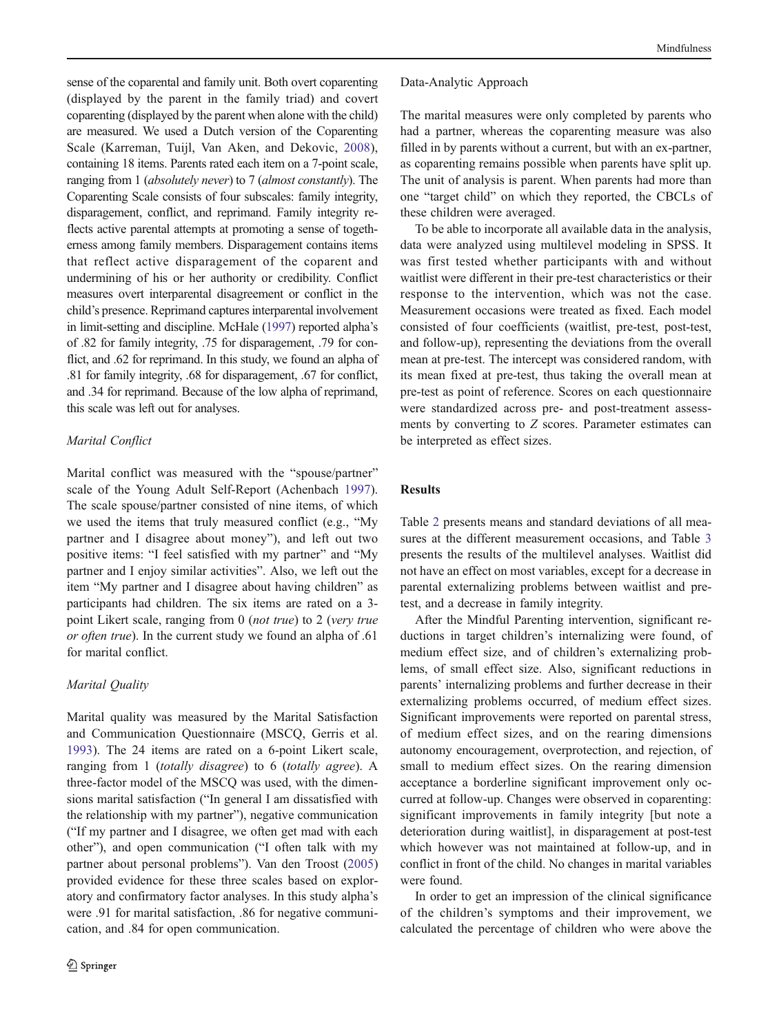sense of the coparental and family unit. Both overt coparenting (displayed by the parent in the family triad) and covert coparenting (displayed by the parent when alone with the child) are measured. We used a Dutch version of the Coparenting Scale (Karreman, Tuijl, Van Aken, and Dekovic, 2008), containing 18 items. Parents rated each item on a 7-point scale, ranging from 1 (*absolutely never*) to 7 (*almost constantly*). The Coparenting Scale consists of four subscales: family integrity, disparagement, conflict, and reprimand. Family integrity reflects active parental attempts at promoting a sense of togetherness among family members. Disparagement contains items that reflect active disparagement of the coparent and undermining of his or her authority or credibility. Conflict measures overt interparental disagreement or conflict in the child's presence. Reprimand captures interparental involvement in limit-setting and discipline. McHale (1997) reported alpha's of .82 for family integrity, .75 for disparagement, .79 for conflict, and .62 for reprimand. In this study, we found an alpha of .81 for family integrity, .68 for disparagement, .67 for conflict, and .34 for reprimand. Because of the low alpha of reprimand, this scale was left out for analyses.

*Marital Conflict*

Marital conflict was measured with the "spouse/partner" scale of the Young Adult Self-Report (Achenbach 1997). The scale spouse/partner consisted of nine items, of which we used the items that truly measured conflict (e.g., "My partner and I disagree about money"), and left out two positive items: "I feel satisfied with my partner" and "My partner and I enjoy similar activities". Also, we left out the item "My partner and I disagree about having children" as participants had children. The six items are rated on a 3-point Likert scale, ranging from 0 (*not true*) to 2 (*very true or often true*). In the current study we found an alpha of .61 for marital conflict.

*Marital Quality*

Marital quality was measured by the Marital Satisfaction and Communication Questionnaire (MSCQ, Gerris et al. 1993). The 24 items are rated on a 6-point Likert scale, ranging from 1 (*totally disagree*) to 6 (*totally agree*). A three-factor model of the MSCQ was used, with the dimensions marital satisfaction ("In general I am dissatisfied with the relationship with my partner"), negative communication ("If my partner and I disagree, we often get mad with each other"), and open communication ("I often talk with my partner about personal problems"). Van den Troost (2005) provided evidence for these three scales based on exploratory and confirmatory factor analyses. In this study alpha's were .91 for marital satisfaction, .86 for negative communication, and .84 for open communication.

Data-Analytic Approach

The marital measures were only completed by parents who had a partner, whereas the coparenting measure was also filled in by parents without a current, but with an ex-partner, as coparenting remains possible when parents have split up. The unit of analysis is parent. When parents had more than one "target child" on which they reported, the CBCLs of these children were averaged.

To be able to incorporate all available data in the analysis, data were analyzed using multilevel modeling in SPSS. It was first tested whether participants with and without waitlist were different in their pre-test characteristics or their response to the intervention, which was not the case. Measurement occasions were treated as fixed. Each model consisted of four coefficients (waitlist, pre-test, post-test, and follow-up), representing the deviations from the overall mean at pre-test. The intercept was considered random, with its mean fixed at pre-test, thus taking the overall mean at pre-test as point of reference. Scores on each questionnaire were standardized across pre- and post-treatment assessments by converting to $Z$ scores. Parameter estimates can be interpreted as effect sizes.

## Results

Table 2 presents means and standard deviations of all measures at the different measurement occasions, and Table 3 presents the results of the multilevel analyses. Waitlist did not have an effect on most variables, except for a decrease in parental externalizing problems between waitlist and pre-test, and a decrease in family integrity.

After the Mindful Parenting intervention, significant reductions in target children's internalizing were found, of medium effect size, and of children's externalizing problems, of small effect size. Also, significant reductions in parents' internalizing problems and further decrease in their externalizing problems occurred, of medium effect sizes. Significant improvements were reported on parental stress, of medium effect sizes, and on the rearing dimensions autonomy encouragement, overprotection, and rejection, of small to medium effect sizes. On the rearing dimension acceptance a borderline significant improvement only occurred at follow-up. Changes were observed in coparenting: significant improvements in family integrity [but note a deterioration during waitlist], in disparagement at post-test which however was not maintained at follow-up, and in conflict in front of the child. No changes in marital variables were found.

In order to get an impression of the clinical significance of the children's symptoms and their improvement, we calculated the percentage of children who were above the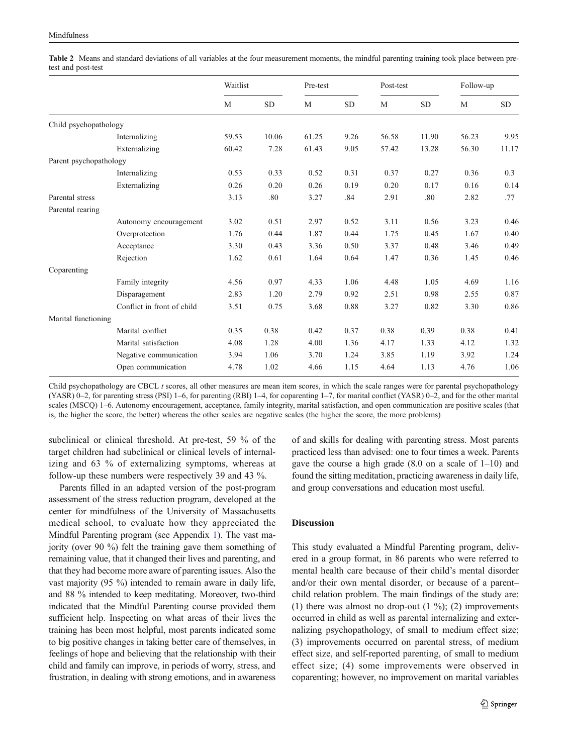**Table 2** Means and standard deviations of all variables at the four measurement moments, the mindful parenting training took place between pre-test and post-test

| | | Waitlist | | Pre-test | | Post-test | | Follow-up | |
|---|---|---|---|---|---|---|---|---|---|
| | | M | SD | M | SD | M | SD | M | SD |
| Child psychopathology | | | | | | | | | |
| | Internalizing | 59.53 | 10.06 | 61.25 | 9.26 | 56.58 | 11.90 | 56.23 | 9.95 |
| | Externalizing | 60.42 | 7.28 | 61.43 | 9.05 | 57.42 | 13.28 | 56.30 | 11.17 |
| Parent psychopathology | | | | | | | | | |
| | Internalizing | 0.53 | 0.33 | 0.52 | 0.31 | 0.37 | 0.27 | 0.36 | 0.3 |
| | Externalizing | 0.26 | 0.20 | 0.26 | 0.19 | 0.20 | 0.17 | 0.16 | 0.14 |
| Parental stress | | 3.13 | .80 | 3.27 | .84 | 2.91 | .80 | 2.82 | .77 |
| Parental rearing | | | | | | | | | |
| | Autonomy encouragement | 3.02 | 0.51 | 2.97 | 0.52 | 3.11 | 0.56 | 3.23 | 0.46 |
| | Overprotection | 1.76 | 0.44 | 1.87 | 0.44 | 1.75 | 0.45 | 1.67 | 0.40 |
| | Acceptance | 3.30 | 0.43 | 3.36 | 0.50 | 3.37 | 0.48 | 3.46 | 0.49 |
| | Rejection | 1.62 | 0.61 | 1.64 | 0.64 | 1.47 | 0.36 | 1.45 | 0.46 |
| Coparenting | | | | | | | | | |
| | Family integrity | 4.56 | 0.97 | 4.33 | 1.06 | 4.48 | 1.05 | 4.69 | 1.16 |
| | Disparagement | 2.83 | 1.20 | 2.79 | 0.92 | 2.51 | 0.98 | 2.55 | 0.87 |
| | Conflict in front of child | 3.51 | 0.75 | 3.68 | 0.88 | 3.27 | 0.82 | 3.30 | 0.86 |
| Marital functioning | | | | | | | | | |
| | Marital conflict | 0.35 | 0.38 | 0.42 | 0.37 | 0.38 | 0.39 | 0.38 | 0.41 |
| | Marital satisfaction | 4.08 | 1.28 | 4.00 | 1.36 | 4.17 | 1.33 | 4.12 | 1.32 |
| | Negative communication | 3.94 | 1.06 | 3.70 | 1.24 | 3.85 | 1.19 | 3.92 | 1.24 |
| | Open communication | 4.78 | 1.02 | 4.66 | 1.15 | 4.64 | 1.13 | 4.76 | 1.06 |

Child psychopathology are CBCL *t* scores, all other measures are mean item scores, in which the scale ranges were for parental psychopathology (YASR) 0–2, for parenting stress (PSI) 1–6, for parenting (RBI) 1–4, for coparenting 1–7, for marital conflict (YASR) 0–2, and for the other marital scales (MSCQ) 1–6. Autonomy encouragement, acceptance, family integrity, marital satisfaction, and open communication are positive scales (that is, the higher the score, the better) whereas the other scales are negative scales (the higher the score, the more problems)

subclinical or clinical threshold. At pre-test, 59 % of the target children had subclinical or clinical levels of internalizing and 63 % of externalizing symptoms, whereas at follow-up these numbers were respectively 39 and 43 %.

Parents filled in an adapted version of the post-program assessment of the stress reduction program, developed at the center for mindfulness of the University of Massachusetts medical school, to evaluate how they appreciated the Mindful Parenting program (see Appendix 1). The vast majority (over 90 %) felt the training gave them something of remaining value, that it changed their lives and parenting, and that they had become more aware of parenting issues. Also the vast majority (95 %) intended to remain aware in daily life, and 88 % intended to keep meditating. Moreover, two-third indicated that the Mindful Parenting course provided them sufficient help. Inspecting on what areas of their lives the training has been most helpful, most parents indicated some to big positive changes in taking better care of themselves, in feelings of hope and believing that the relationship with their child and family can improve, in periods of worry, stress, and frustration, in dealing with strong emotions, and in awareness of and skills for dealing with parenting stress. Most parents practiced less than advised: one to four times a week. Parents gave the course a high grade (8.0 on a scale of 1–10) and found the sitting meditation, practicing awareness in daily life, and group conversations and education most useful.

## Discussion

This study evaluated a Mindful Parenting program, delivered in a group format, in 86 parents who were referred to mental health care because of their child's mental disorder and/or their own mental disorder, or because of a parent–child relation problem. The main findings of the study are: (1) there was almost no drop-out (1 %); (2) improvements occurred in child as well as parental internalizing and externalizing psychopathology, of small to medium effect size; (3) improvements occurred on parental stress, of medium effect size, and self-reported parenting, of small to medium effect size; (4) some improvements were observed in coparenting; however, no improvement on marital variables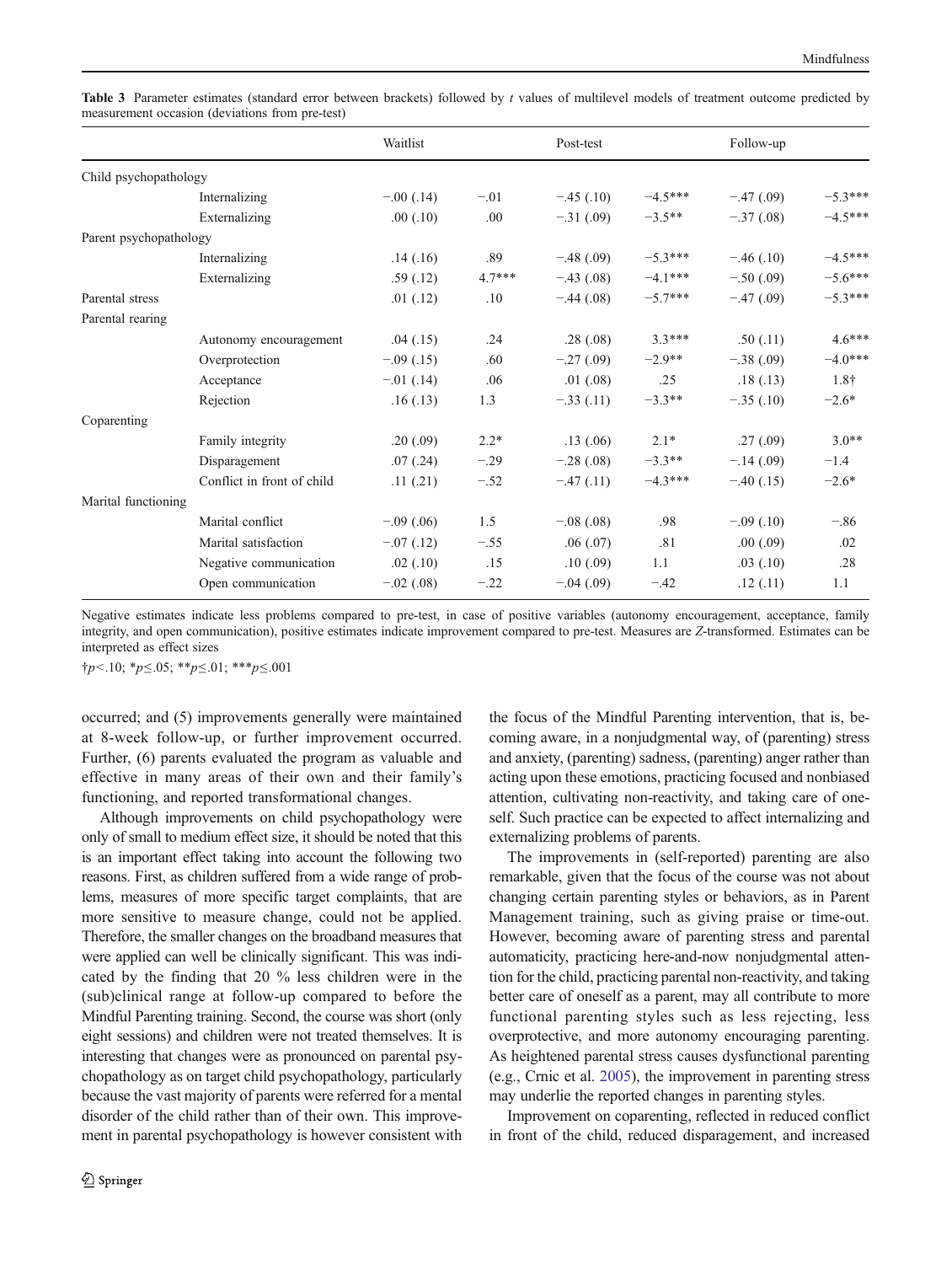**Table 3** Parameter estimates (standard error between brackets) followed by *t* values of multilevel models of treatment outcome predicted by measurement occasion (deviations from pre-test)

| | | Waitlist | | Post-test | | Follow-up | |
|---|---|---|---|---|---|---|---|
| Child psychopathology | | | | | | | |
| | Internalizing | −.00 (.14) | −.01 | −.45 (.10) | −4.5*** | −.47 (.09) | −5.3*** |
| | Externalizing | .00 (.10) | .00 | −.31 (.09) | −3.5** | −.37 (.08) | −4.5*** |
| Parent psychopathology | | | | | | | |
| | Internalizing | .14 (.16) | .89 | −.48 (.09) | −5.3*** | −.46 (.10) | −4.5*** |
| | Externalizing | .59 (.12) | 4.7*** | −.43 (.08) | −4.1*** | −.50 (.09) | −5.6*** |
| Parental stress | | .01 (.12) | .10 | −.44 (.08) | −5.7*** | −.47 (.09) | −5.3*** |
| Parental rearing | | | | | | | |
| | Autonomy encouragement | .04 (.15) | .24 | .28 (.08) | 3.3*** | .50 (.11) | 4.6*** |
| | Overprotection | −.09 (.15) | .60 | −.27 (.09) | −2.9** | −.38 (.09) | −4.0*** |
| | Acceptance | −.01 (.14) | .06 | .01 (.08) | .25 | .18 (.13) | 1.8† |
| | Rejection | .16 (.13) | 1.3 | −.33 (.11) | −3.3** | −.35 (.10) | −2.6* |
| Coparenting | | | | | | | |
| | Family integrity | .20 (.09) | 2.2* | .13 (.06) | 2.1* | .27 (.09) | 3.0** |
| | Disparagement | .07 (.24) | −.29 | −.28 (.08) | −3.3** | −.14 (.09) | −1.4 |
| | Conflict in front of child | .11 (.21) | −.52 | −.47 (.11) | −4.3*** | −.40 (.15) | −2.6* |
| Marital functioning | | | | | | | |
| | Marital conflict | −.09 (.06) | 1.5 | −.08 (.08) | .98 | −.09 (.10) | −.86 |
| | Marital satisfaction | −.07 (.12) | −.55 | .06 (.07) | .81 | .00 (.09) | .02 |
| | Negative communication | .02 (.10) | .15 | .10 (.09) | 1.1 | .03 (.10) | .28 |
| | Open communication | −.02 (.08) | −.22 | −.04 (.09) | −.42 | .12 (.11) | 1.1 |

Negative estimates indicate less problems compared to pre-test, in case of positive variables (autonomy encouragement, acceptance, family integrity, and open communication), positive estimates indicate improvement compared to pre-test. Measures are *Z*-transformed. Estimates can be interpreted as effect sizes

†$p<.10$; *$p\leq.05$; **$p\leq.01$; ***$p\leq.001$

occurred; and (5) improvements generally were maintained at 8-week follow-up, or further improvement occurred. Further, (6) parents evaluated the program as valuable and effective in many areas of their own and their family's functioning, and reported transformational changes.

Although improvements on child psychopathology were only of small to medium effect size, it should be noted that this is an important effect taking into account the following two reasons. First, as children suffered from a wide range of problems, measures of more specific target complaints, that are more sensitive to measure change, could not be applied. Therefore, the smaller changes on the broadband measures that were applied can well be clinically significant. This was indicated by the finding that 20 % less children were in the (sub)clinical range at follow-up compared to before the Mindful Parenting training. Second, the course was short (only eight sessions) and children were not treated themselves. It is interesting that changes were as pronounced on parental psychopathology as on target child psychopathology, particularly because the vast majority of parents were referred for a mental disorder of the child rather than of their own. This improvement in parental psychopathology is however consistent with the focus of the Mindful Parenting intervention, that is, becoming aware, in a nonjudgmental way, of (parenting) stress and anxiety, (parenting) sadness, (parenting) anger rather than acting upon these emotions, practicing focused and nonbiased attention, cultivating non-reactivity, and taking care of oneself. Such practice can be expected to affect internalizing and externalizing problems of parents.

The improvements in (self-reported) parenting are also remarkable, given that the focus of the course was not about changing certain parenting styles or behaviors, as in Parent Management training, such as giving praise or time-out. However, becoming aware of parenting stress and parental automaticity, practicing here-and-now nonjudgmental attention for the child, practicing parental non-reactivity, and taking better care of oneself as a parent, may all contribute to more functional parenting styles such as less rejecting, less overprotective, and more autonomy encouraging parenting. As heightened parental stress causes dysfunctional parenting (e.g., Crnic et al. 2005), the improvement in parenting stress may underlie the reported changes in parenting styles.

Improvement on coparenting, reflected in reduced conflict in front of the child, reduced disparagement, and increased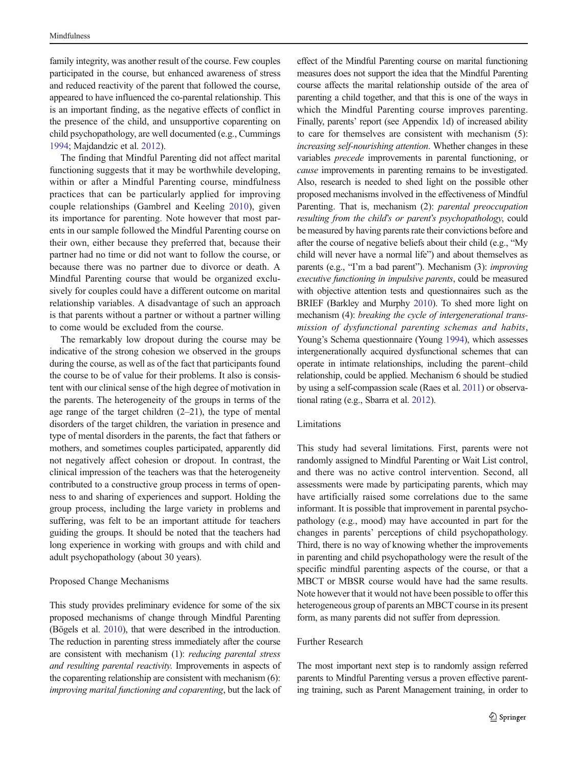family integrity, was another result of the course. Few couples participated in the course, but enhanced awareness of stress and reduced reactivity of the parent that followed the course, appeared to have influenced the co-parental relationship. This is an important finding, as the negative effects of conflict in the presence of the child, and unsupportive coparenting on child psychopathology, are well documented (e.g., Cummings 1994; Majdandzic et al. 2012).

The finding that Mindful Parenting did not affect marital functioning suggests that it may be worthwhile developing, within or after a Mindful Parenting course, mindfulness practices that can be particularly applied for improving couple relationships (Gambrel and Keeling 2010), given its importance for parenting. Note however that most parents in our sample followed the Mindful Parenting course on their own, either because they preferred that, because their partner had no time or did not want to follow the course, or because there was no partner due to divorce or death. A Mindful Parenting course that would be organized exclusively for couples could have a different outcome on marital relationship variables. A disadvantage of such an approach is that parents without a partner or without a partner willing to come would be excluded from the course.

The remarkably low dropout during the course may be indicative of the strong cohesion we observed in the groups during the course, as well as of the fact that participants found the course to be of value for their problems. It also is consistent with our clinical sense of the high degree of motivation in the parents. The heterogeneity of the groups in terms of the age range of the target children (2–21), the type of mental disorders of the target children, the variation in presence and type of mental disorders in the parents, the fact that fathers or mothers, and sometimes couples participated, apparently did not negatively affect cohesion or dropout. In contrast, the clinical impression of the teachers was that the heterogeneity contributed to a constructive group process in terms of openness to and sharing of experiences and support. Holding the group process, including the large variety in problems and suffering, was felt to be an important attitude for teachers guiding the groups. It should be noted that the teachers had long experience in working with groups and with child and adult psychopathology (about 30 years).

## Proposed Change Mechanisms

This study provides preliminary evidence for some of the six proposed mechanisms of change through Mindful Parenting (Bögels et al. 2010), that were described in the introduction. The reduction in parenting stress immediately after the course are consistent with mechanism (1): *reducing parental stress and resulting parental reactivity.* Improvements in aspects of the coparenting relationship are consistent with mechanism (6): *improving marital functioning and coparenting*, but the lack of effect of the Mindful Parenting course on marital functioning measures does not support the idea that the Mindful Parenting course affects the marital relationship outside of the area of parenting a child together, and that this is one of the ways in which the Mindful Parenting course improves parenting. Finally, parents' report (see Appendix 1d) of increased ability to care for themselves are consistent with mechanism (5): *increasing self-nourishing attention*. Whether changes in these variables *precede* improvements in parental functioning, or *cause* improvements in parenting remains to be investigated. Also, research is needed to shed light on the possible other proposed mechanisms involved in the effectiveness of Mindful Parenting. That is, mechanism (2): *parental preoccupation resulting from the child's or parent's psychopathology*, could be measured by having parents rate their convictions before and after the course of negative beliefs about their child (e.g., "My child will never have a normal life") and about themselves as parents (e.g., "I'm a bad parent"). Mechanism (3): *improving executive functioning in impulsive parents*, could be measured with objective attention tests and questionnaires such as the BRIEF (Barkley and Murphy 2010). To shed more light on mechanism (4): *breaking the cycle of intergenerational transmission of dysfunctional parenting schemas and habits*, Young's Schema questionnaire (Young 1994), which assesses intergenerationally acquired dysfunctional schemes that can operate in intimate relationships, including the parent–child relationship, could be applied. Mechanism 6 should be studied by using a self-compassion scale (Raes et al. 2011) or observational rating (e.g., Sbarra et al. 2012).

## Limitations

This study had several limitations. First, parents were not randomly assigned to Mindful Parenting or Wait List control, and there was no active control intervention. Second, all assessments were made by participating parents, which may have artificially raised some correlations due to the same informant. It is possible that improvement in parental psychopathology (e.g., mood) may have accounted in part for the changes in parents' perceptions of child psychopathology. Third, there is no way of knowing whether the improvements in parenting and child psychopathology were the result of the specific mindful parenting aspects of the course, or that a MBCT or MBSR course would have had the same results. Note however that it would not have been possible to offer this heterogeneous group of parents an MBCT course in its present form, as many parents did not suffer from depression.

## Further Research

The most important next step is to randomly assign referred parents to Mindful Parenting versus a proven effective parenting training, such as Parent Management training, in order to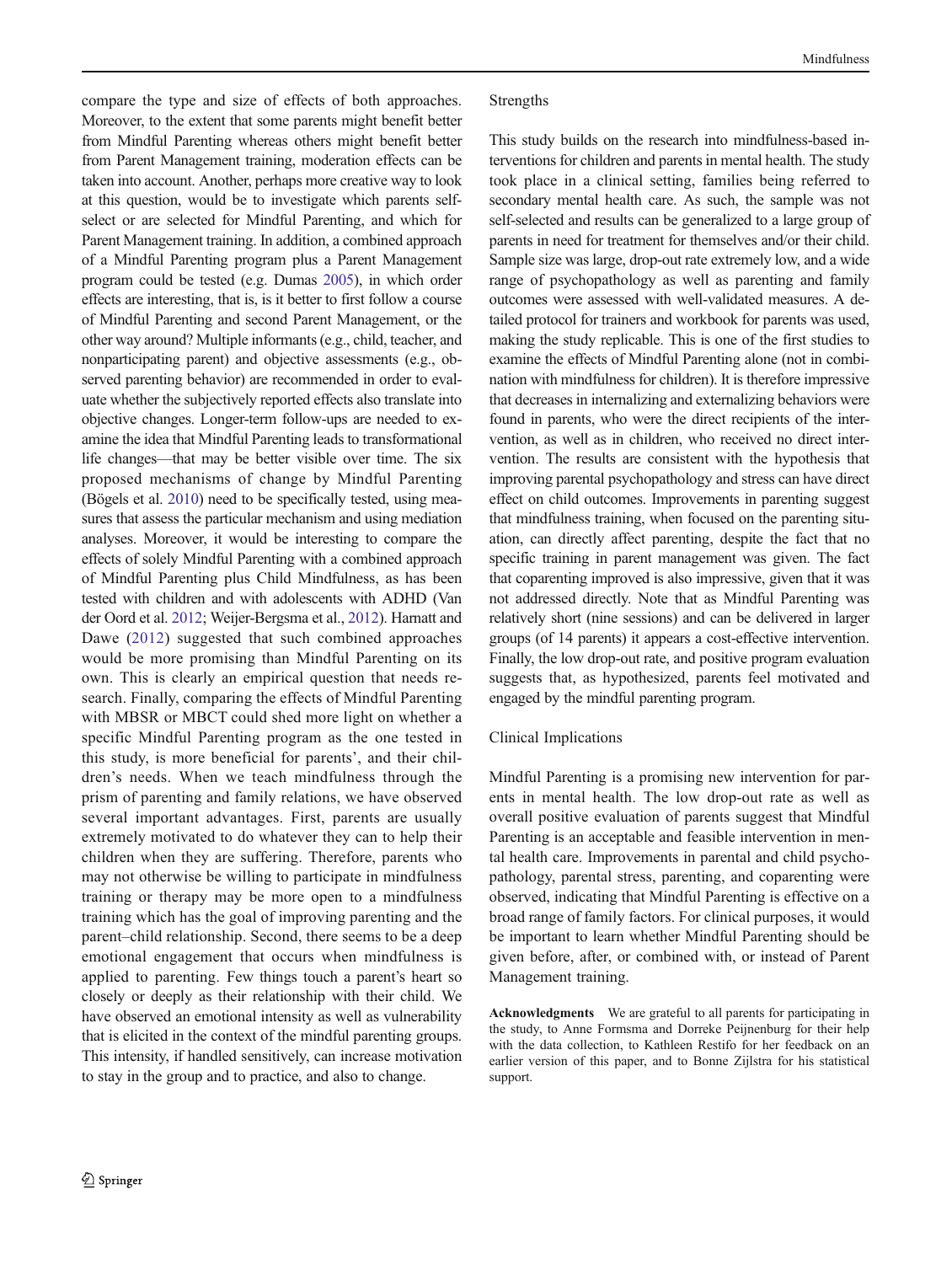compare the type and size of effects of both approaches. Moreover, to the extent that some parents might benefit better from Mindful Parenting whereas others might benefit better from Parent Management training, moderation effects can be taken into account. Another, perhaps more creative way to look at this question, would be to investigate which parents self-select or are selected for Mindful Parenting, and which for Parent Management training. In addition, a combined approach of a Mindful Parenting program plus a Parent Management program could be tested (e.g. Dumas 2005), in which order effects are interesting, that is, is it better to first follow a course of Mindful Parenting and second Parent Management, or the other way around? Multiple informants (e.g., child, teacher, and nonparticipating parent) and objective assessments (e.g., observed parenting behavior) are recommended in order to evaluate whether the subjectively reported effects also translate into objective changes. Longer-term follow-ups are needed to examine the idea that Mindful Parenting leads to transformational life changes—that may be better visible over time. The six proposed mechanisms of change by Mindful Parenting (Bögels et al. 2010) need to be specifically tested, using measures that assess the particular mechanism and using mediation analyses. Moreover, it would be interesting to compare the effects of solely Mindful Parenting with a combined approach of Mindful Parenting plus Child Mindfulness, as has been tested with children and with adolescents with ADHD (Van der Oord et al. 2012; Weijer-Bergsma et al., 2012). Harnatt and Dawe (2012) suggested that such combined approaches would be more promising than Mindful Parenting on its own. This is clearly an empirical question that needs research. Finally, comparing the effects of Mindful Parenting with MBSR or MBCT could shed more light on whether a specific Mindful Parenting program as the one tested in this study, is more beneficial for parents', and their children's needs. When we teach mindfulness through the prism of parenting and family relations, we have observed several important advantages. First, parents are usually extremely motivated to do whatever they can to help their children when they are suffering. Therefore, parents who may not otherwise be willing to participate in mindfulness training or therapy may be more open to a mindfulness training which has the goal of improving parenting and the parent–child relationship. Second, there seems to be a deep emotional engagement that occurs when mindfulness is applied to parenting. Few things touch a parent's heart so closely or deeply as their relationship with their child. We have observed an emotional intensity as well as vulnerability that is elicited in the context of the mindful parenting groups. This intensity, if handled sensitively, can increase motivation to stay in the group and to practice, and also to change.

### Strengths

This study builds on the research into mindfulness-based interventions for children and parents in mental health. The study took place in a clinical setting, families being referred to secondary mental health care. As such, the sample was not self-selected and results can be generalized to a large group of parents in need for treatment for themselves and/or their child. Sample size was large, drop-out rate extremely low, and a wide range of psychopathology as well as parenting and family outcomes were assessed with well-validated measures. A detailed protocol for trainers and workbook for parents was used, making the study replicable. This is one of the first studies to examine the effects of Mindful Parenting alone (not in combination with mindfulness for children). It is therefore impressive that decreases in internalizing and externalizing behaviors were found in parents, who were the direct recipients of the intervention, as well as in children, who received no direct intervention. The results are consistent with the hypothesis that improving parental psychopathology and stress can have direct effect on child outcomes. Improvements in parenting suggest that mindfulness training, when focused on the parenting situation, can directly affect parenting, despite the fact that no specific training in parent management was given. The fact that coparenting improved is also impressive, given that it was not addressed directly. Note that as Mindful Parenting was relatively short (nine sessions) and can be delivered in larger groups (of 14 parents) it appears a cost-effective intervention. Finally, the low drop-out rate, and positive program evaluation suggests that, as hypothesized, parents feel motivated and engaged by the mindful parenting program.

### Clinical Implications

Mindful Parenting is a promising new intervention for parents in mental health. The low drop-out rate as well as overall positive evaluation of parents suggest that Mindful Parenting is an acceptable and feasible intervention in mental health care. Improvements in parental and child psychopathology, parental stress, parenting, and coparenting were observed, indicating that Mindful Parenting is effective on a broad range of family factors. For clinical purposes, it would be important to learn whether Mindful Parenting should be given before, after, or combined with, or instead of Parent Management training.

**Acknowledgments** We are grateful to all parents for participating in the study, to Anne Formsma and Dorreke Peijnenburg for their help with the data collection, to Kathleen Restifo for her feedback on an earlier version of this paper, and to Bonne Zijlstra for his statistical support.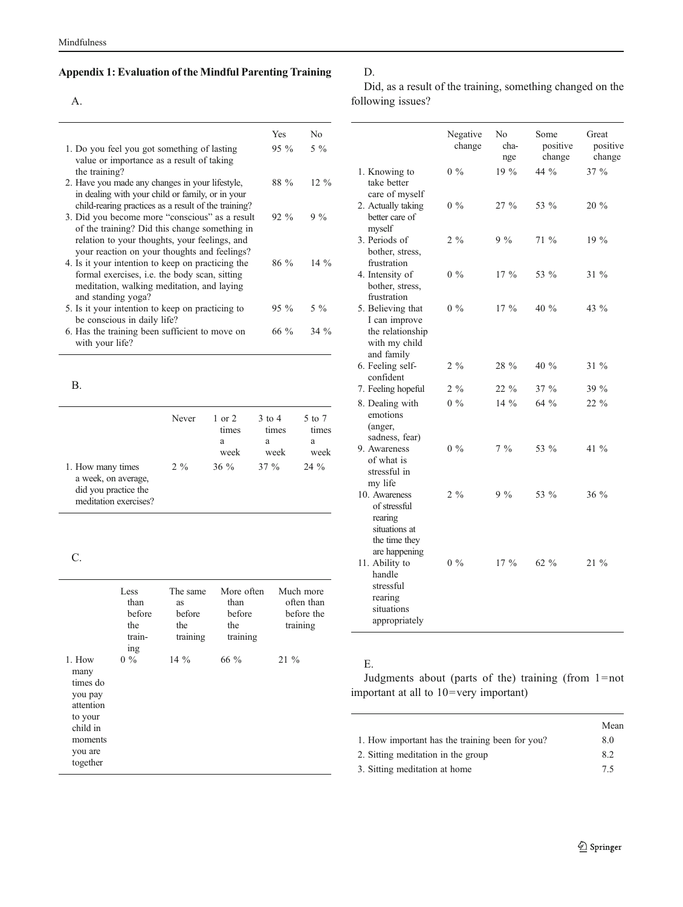## Appendix 1: Evaluation of the Mindful Parenting Training

A.

| | Yes | No |
|---|---|---|
| 1. Do you feel you got something of lasting value or importance as a result of taking the training? | 95 % | 5 % |
| 2. Have you made any changes in your lifestyle, in dealing with your child or family, or in your child-rearing practices as a result of the training? | 88 % | 12 % |
| 3. Did you become more "conscious" as a result of the training? Did this change something in relation to your thoughts, your feelings, and your reaction on your thoughts and feelings? | 92 % | 9 % |
| 4. Is it your intention to keep on practicing the formal exercises, i.e. the body scan, sitting meditation, walking meditation, and laying and standing yoga? | 86 % | 14 % |
| 5. Is it your intention to keep on practicing to be conscious in daily life? | 95 % | 5 % |
| 6. Has the training been sufficient to move on with your life? | 66 % | 34 % |

B.

| | Never | 1 or 2 times a week | 3 to 4 times a week | 5 to 7 times a week |
|---|---|---|---|---|
| 1. How many times a week, on average, did you practice the meditation exercises? | 2 % | 36 % | 37 % | 24 % |

C.

| | Less than before the training | The same as before the training | More often than before the training | Much more often than before the training |
|---|---|---|---|---|
| 1. How many times do you pay attention to your child in moments you are together | 0 % | 14 % | 66 % | 21 % |

D.

Did, as a result of the training, something changed on the following issues?

| | Negative change | No change | Some positive change | Great positive change |
|---|---|---|---|---|
| 1. Knowing to take better care of myself | 0 % | 19 % | 44 % | 37 % |
| 2. Actually taking better care of myself | 0 % | 27 % | 53 % | 20 % |
| 3. Periods of bother, stress, frustration | 2 % | 9 % | 71 % | 19 % |
| 4. Intensity of bother, stress, frustration | 0 % | 17 % | 53 % | 31 % |
| 5. Believing that I can improve the relationship with my child and family | 0 % | 17 % | 40 % | 43 % |
| 6. Feeling self-confident | 2 % | 28 % | 40 % | 31 % |
| 7. Feeling hopeful | 2 % | 22 % | 37 % | 39 % |
| 8. Dealing with emotions (anger, sadness, fear) | 0 % | 14 % | 64 % | 22 % |
| 9. Awareness of what is stressful in my life | 0 % | 7 % | 53 % | 41 % |
| 10. Awareness of stressful rearing situations at the time they are happening | 2 % | 9 % | 53 % | 36 % |
| 11. Ability to handle stressful rearing situations appropriately | 0 % | 17 % | 62 % | 21 % |

E.

Judgments about (parts of the) training (from 1=not important at all to 10=very important)

| | Mean |
|---|---|
| 1. How important has the training been for you? | 8.0 |
| 2. Sitting meditation in the group | 8.2 |
| 3. Sitting meditation at home | 7.5 |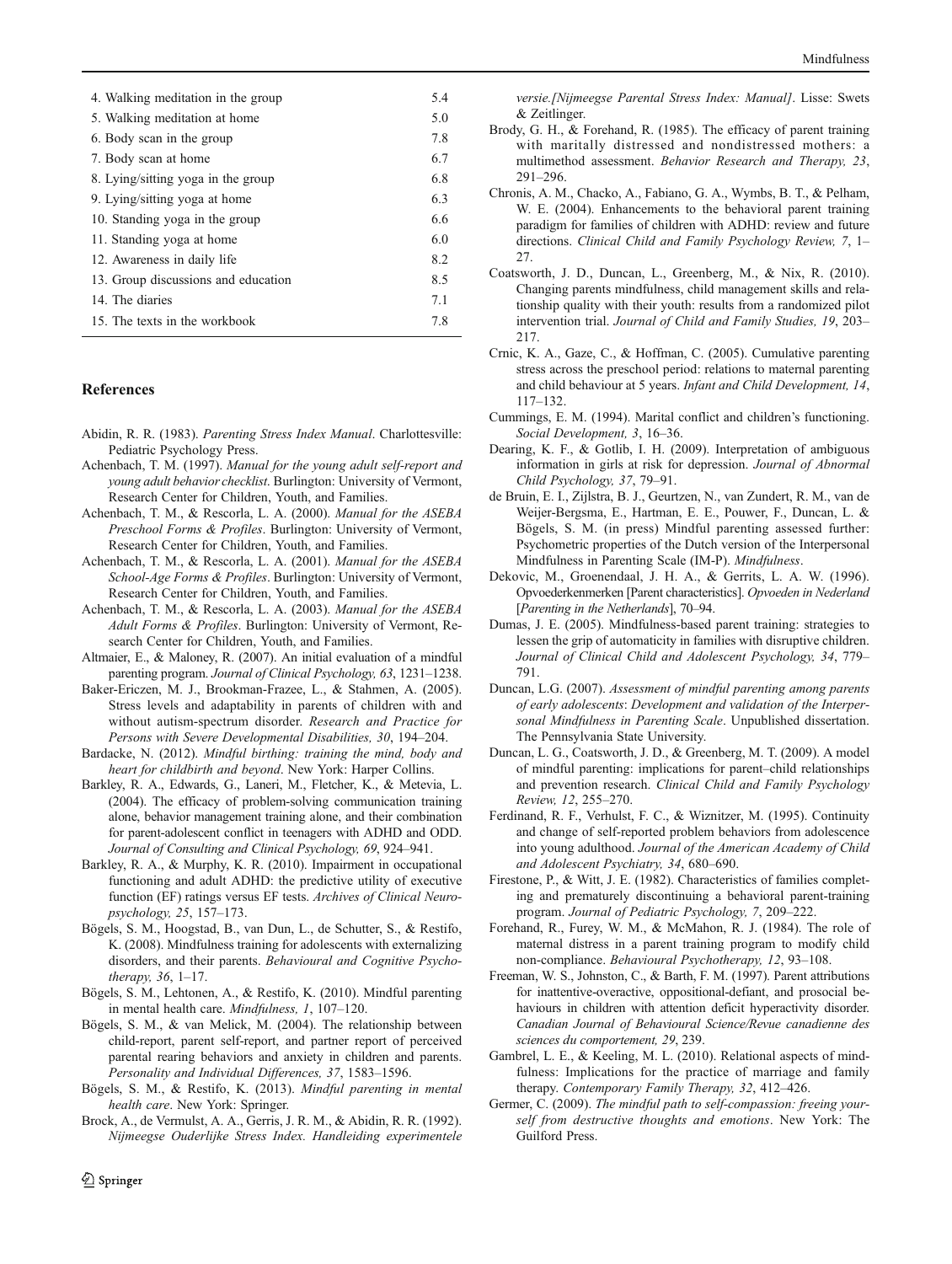| | |
|---|---|
| 4. Walking meditation in the group | 5.4 |
| 5. Walking meditation at home | 5.0 |
| 6. Body scan in the group | 7.8 |
| 7. Body scan at home | 6.7 |
| 8. Lying/sitting yoga in the group | 6.8 |
| 9. Lying/sitting yoga at home | 6.3 |
| 10. Standing yoga in the group | 6.6 |
| 11. Standing yoga at home | 6.0 |
| 12. Awareness in daily life | 8.2 |
| 13. Group discussions and education | 8.5 |
| 14. The diaries | 7.1 |
| 15. The texts in the workbook | 7.8 |

## References

Abidin, R. R. (1983). *Parenting Stress Index Manual*. Charlottesville: Pediatric Psychology Press.

Achenbach, T. M. (1997). *Manual for the young adult self-report and young adult behavior checklist*. Burlington: University of Vermont, Research Center for Children, Youth, and Families.

Achenbach, T. M., & Rescorla, L. A. (2000). *Manual for the ASEBA Preschool Forms & Profiles*. Burlington: University of Vermont, Research Center for Children, Youth, and Families.

Achenbach, T. M., & Rescorla, L. A. (2001). *Manual for the ASEBA School-Age Forms & Profiles*. Burlington: University of Vermont, Research Center for Children, Youth, and Families.

Achenbach, T. M., & Rescorla, L. A. (2003). *Manual for the ASEBA Adult Forms & Profiles*. Burlington: University of Vermont, Research Center for Children, Youth, and Families.

Altmaier, E., & Maloney, R. (2007). An initial evaluation of a mindful parenting program. *Journal of Clinical Psychology, 63*, 1231–1238.

Baker-Ericzen, M. J., Brookman-Frazee, L., & Stahmen, A. (2005). Stress levels and adaptability in parents of children with and without autism-spectrum disorder. *Research and Practice for Persons with Severe Developmental Disabilities, 30*, 194–204.

Bardacke, N. (2012). *Mindful birthing: training the mind, body and heart for childbirth and beyond*. New York: Harper Collins.

Barkley, R. A., Edwards, G., Laneri, M., Fletcher, K., & Metevia, L. (2004). The efficacy of problem-solving communication training alone, behavior management training alone, and their combination for parent-adolescent conflict in teenagers with ADHD and ODD. *Journal of Consulting and Clinical Psychology, 69*, 924–941.

Barkley, R. A., & Murphy, K. R. (2010). Impairment in occupational functioning and adult ADHD: the predictive utility of executive function (EF) ratings versus EF tests. *Archives of Clinical Neuropsychology, 25*, 157–173.

Bögels, S. M., Hoogstad, B., van Dun, L., de Schutter, S., & Restifo, K. (2008). Mindfulness training for adolescents with externalizing disorders, and their parents. *Behavioural and Cognitive Psychotherapy, 36*, 1–17.

Bögels, S. M., Lehtonen, A., & Restifo, K. (2010). Mindful parenting in mental health care. *Mindfulness, 1*, 107–120.

Bögels, S. M., & van Melick, M. (2004). The relationship between child-report, parent self-report, and partner report of perceived parental rearing behaviors and anxiety in children and parents. *Personality and Individual Differences, 37*, 1583–1596.

Bögels, S. M., & Restifo, K. (2013). *Mindful parenting in mental health care*. New York: Springer.

Brock, A., de Vermulst, A. A., Gerris, J. R. M., & Abidin, R. R. (1992). *Nijmeegse Ouderlijke Stress Index. Handleiding experimentele versie.[Nijmeegse Parental Stress Index: Manual]*. Lisse: Swets & Zeitlinger.

Brody, G. H., & Forehand, R. (1985). The efficacy of parent training with maritally distressed and nondistressed mothers: a multimethod assessment. *Behavior Research and Therapy, 23*, 291–296.

Chronis, A. M., Chacko, A., Fabiano, G. A., Wymbs, B. T., & Pelham, W. E. (2004). Enhancements to the behavioral parent training paradigm for families of children with ADHD: review and future directions. *Clinical Child and Family Psychology Review, 7*, 1–27.

Coatsworth, J. D., Duncan, L., Greenberg, M., & Nix, R. (2010). Changing parents mindfulness, child management skills and relationship quality with their youth: results from a randomized pilot intervention trial. *Journal of Child and Family Studies, 19*, 203–217.

Crnic, K. A., Gaze, C., & Hoffman, C. (2005). Cumulative parenting stress across the preschool period: relations to maternal parenting and child behaviour at 5 years. *Infant and Child Development, 14*, 117–132.

Cummings, E. M. (1994). Marital conflict and children's functioning. *Social Development, 3*, 16–36.

Dearing, K. F., & Gotlib, I. H. (2009). Interpretation of ambiguous information in girls at risk for depression. *Journal of Abnormal Child Psychology, 37*, 79–91.

de Bruin, E. I., Zijlstra, B. J., Geurtzen, N., van Zundert, R. M., van de Weijer-Bergsma, E., Hartman, E. E., Pouwer, F., Duncan, L. & Bögels, S. M. (in press) Mindful parenting assessed further: Psychometric properties of the Dutch version of the Interpersonal Mindfulness in Parenting Scale (IM-P). *Mindfulness*.

Dekovic, M., Groenendaal, J. H. A., & Gerrits, L. A. W. (1996). Opvoederkenmerken [Parent characteristics]. *Opvoeden in Nederland* [*Parenting in the Netherlands*], 70–94.

Dumas, J. E. (2005). Mindfulness-based parent training: strategies to lessen the grip of automaticity in families with disruptive children. *Journal of Clinical Child and Adolescent Psychology, 34*, 779–791.

Duncan, L.G. (2007). *Assessment of mindful parenting among parents of early adolescents*: *Development and validation of the Interpersonal Mindfulness in Parenting Scale*. Unpublished dissertation. The Pennsylvania State University.

Duncan, L. G., Coatsworth, J. D., & Greenberg, M. T. (2009). A model of mindful parenting: implications for parent–child relationships and prevention research. *Clinical Child and Family Psychology Review, 12*, 255–270.

Ferdinand, R. F., Verhulst, F. C., & Wiznitzer, M. (1995). Continuity and change of self-reported problem behaviors from adolescence into young adulthood. *Journal of the American Academy of Child and Adolescent Psychiatry, 34*, 680–690.

Firestone, P., & Witt, J. E. (1982). Characteristics of families completing and prematurely discontinuing a behavioral parent-training program. *Journal of Pediatric Psychology, 7*, 209–222.

Forehand, R., Furey, W. M., & McMahon, R. J. (1984). The role of maternal distress in a parent training program to modify child non-compliance. *Behavioural Psychotherapy, 12*, 93–108.

Freeman, W. S., Johnston, C., & Barth, F. M. (1997). Parent attributions for inattentive-overactive, oppositional-defiant, and prosocial behaviours in children with attention deficit hyperactivity disorder. *Canadian Journal of Behavioural Science/Revue canadienne des sciences du comportement, 29*, 239.

Gambrel, L. E., & Keeling, M. L. (2010). Relational aspects of mindfulness: Implications for the practice of marriage and family therapy. *Contemporary Family Therapy, 32*, 412–426.

Germer, C. (2009). *The mindful path to self-compassion: freeing yourself from destructive thoughts and emotions*. New York: The Guilford Press.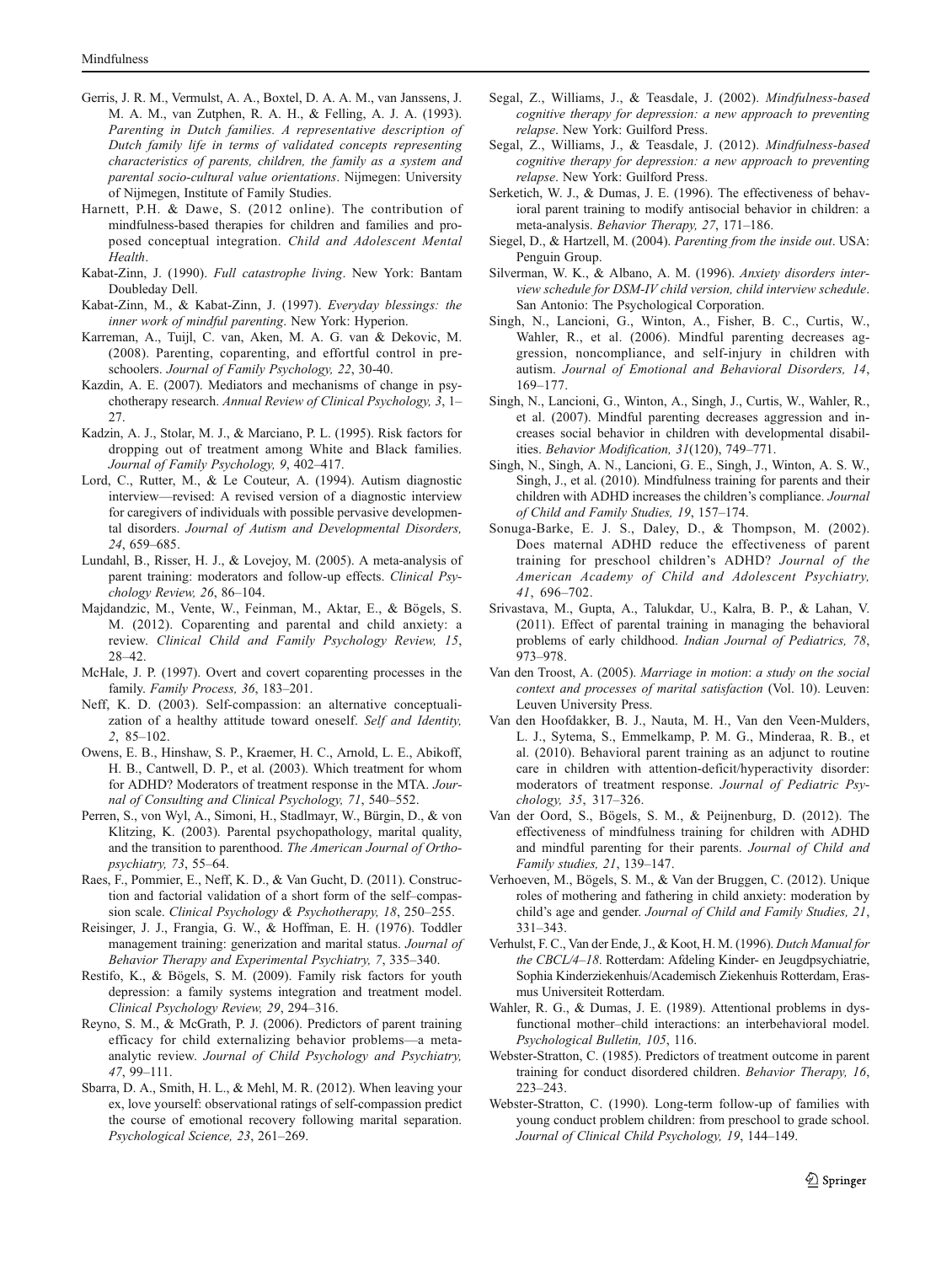Gerris, J. R. M., Vermulst, A. A., Boxtel, D. A. A. M., van Janssens, J. M. A. M., van Zutphen, R. A. H., & Felling, A. J. A. (1993). *Parenting in Dutch families. A representative description of Dutch family life in terms of validated concepts representing characteristics of parents, children, the family as a system and parental socio-cultural value orientations*. Nijmegen: University of Nijmegen, Institute of Family Studies.

Harnett, P.H. & Dawe, S. (2012 online). The contribution of mindfulness-based therapies for children and families and proposed conceptual integration. *Child and Adolescent Mental Health*.

Kabat-Zinn, J. (1990). *Full catastrophe living*. New York: Bantam Doubleday Dell.

Kabat-Zinn, M., & Kabat-Zinn, J. (1997). *Everyday blessings: the inner work of mindful parenting*. New York: Hyperion.

Karreman, A., Tuijl, C. van, Aken, M. A. G. van & Dekovic, M. (2008). Parenting, coparenting, and effortful control in preschoolers. *Journal of Family Psychology, 22*, 30-40.

Kazdin, A. E. (2007). Mediators and mechanisms of change in psychotherapy research. *Annual Review of Clinical Psychology, 3*, 1–27.

Kadzin, A. J., Stolar, M. J., & Marciano, P. L. (1995). Risk factors for dropping out of treatment among White and Black families. *Journal of Family Psychology, 9*, 402–417.

Lord, C., Rutter, M., & Le Couteur, A. (1994). Autism diagnostic interview—revised: A revised version of a diagnostic interview for caregivers of individuals with possible pervasive developmental disorders. *Journal of Autism and Developmental Disorders, 24*, 659–685.

Lundahl, B., Risser, H. J., & Lovejoy, M. (2005). A meta-analysis of parent training: moderators and follow-up effects. *Clinical Psychology Review, 26*, 86–104.

Majdandzic, M., Vente, W., Feinman, M., Aktar, E., & Bögels, S. M. (2012). Coparenting and parental and child anxiety: a review. *Clinical Child and Family Psychology Review, 15*, 28–42.

McHale, J. P. (1997). Overt and covert coparenting processes in the family. *Family Process, 36*, 183–201.

Neff, K. D. (2003). Self-compassion: an alternative conceptualization of a healthy attitude toward oneself. *Self and Identity, 2*, 85–102.

Owens, E. B., Hinshaw, S. P., Kraemer, H. C., Arnold, L. E., Abikoff, H. B., Cantwell, D. P., et al. (2003). Which treatment for whom for ADHD? Moderators of treatment response in the MTA. *Journal of Consulting and Clinical Psychology, 71*, 540–552.

Perren, S., von Wyl, A., Simoni, H., Stadlmayr, W., Bürgin, D., & von Klitzing, K. (2003). Parental psychopathology, marital quality, and the transition to parenthood. *The American Journal of Orthopsychiatry, 73*, 55–64.

Raes, F., Pommier, E., Neff, K. D., & Van Gucht, D. (2011). Construction and factorial validation of a short form of the self–compassion scale. *Clinical Psychology & Psychotherapy, 18*, 250–255.

Reisinger, J. J., Frangia, G. W., & Hoffman, E. H. (1976). Toddler management training: generization and marital status. *Journal of Behavior Therapy and Experimental Psychiatry, 7*, 335–340.

Restifo, K., & Bögels, S. M. (2009). Family risk factors for youth depression: a family systems integration and treatment model. *Clinical Psychology Review, 29*, 294–316.

Reyno, S. M., & McGrath, P. J. (2006). Predictors of parent training efficacy for child externalizing behavior problems—a meta-analytic review. *Journal of Child Psychology and Psychiatry, 47*, 99–111.

Sbarra, D. A., Smith, H. L., & Mehl, M. R. (2012). When leaving your ex, love yourself: observational ratings of self-compassion predict the course of emotional recovery following marital separation. *Psychological Science, 23*, 261–269.

Segal, Z., Williams, J., & Teasdale, J. (2002). *Mindfulness-based cognitive therapy for depression: a new approach to preventing relapse*. New York: Guilford Press.

Segal, Z., Williams, J., & Teasdale, J. (2012). *Mindfulness-based cognitive therapy for depression: a new approach to preventing relapse*. New York: Guilford Press.

Serketich, W. J., & Dumas, J. E. (1996). The effectiveness of behavioral parent training to modify antisocial behavior in children: a meta-analysis. *Behavior Therapy, 27*, 171–186.

Siegel, D., & Hartzell, M. (2004). *Parenting from the inside out*. USA: Penguin Group.

Silverman, W. K., & Albano, A. M. (1996). *Anxiety disorders interview schedule for DSM-IV child version, child interview schedule*. San Antonio: The Psychological Corporation.

Singh, N., Lancioni, G., Winton, A., Fisher, B. C., Curtis, W., Wahler, R., et al. (2006). Mindful parenting decreases aggression, noncompliance, and self-injury in children with autism. *Journal of Emotional and Behavioral Disorders, 14*, 169–177.

Singh, N., Lancioni, G., Winton, A., Singh, J., Curtis, W., Wahler, R., et al. (2007). Mindful parenting decreases aggression and increases social behavior in children with developmental disabilities. *Behavior Modification, 31*(120), 749–771.

Singh, N., Singh, A. N., Lancioni, G. E., Singh, J., Winton, A. S. W., Singh, J., et al. (2010). Mindfulness training for parents and their children with ADHD increases the children's compliance. *Journal of Child and Family Studies, 19*, 157–174.

Sonuga-Barke, E. J. S., Daley, D., & Thompson, M. (2002). Does maternal ADHD reduce the effectiveness of parent training for preschool children's ADHD? *Journal of the American Academy of Child and Adolescent Psychiatry, 41*, 696–702.

Srivastava, M., Gupta, A., Talukdar, U., Kalra, B. P., & Lahan, V. (2011). Effect of parental training in managing the behavioral problems of early childhood. *Indian Journal of Pediatrics, 78*, 973–978.

Van den Troost, A. (2005). *Marriage in motion*: *a study on the social context and processes of marital satisfaction* (Vol. 10). Leuven: Leuven University Press.

Van den Hoofdakker, B. J., Nauta, M. H., Van den Veen-Mulders, L. J., Sytema, S., Emmelkamp, P. M. G., Minderaa, R. B., et al. (2010). Behavioral parent training as an adjunct to routine care in children with attention-deficit/hyperactivity disorder: moderators of treatment response. *Journal of Pediatric Psychology, 35*, 317–326.

Van der Oord, S., Bögels, S. M., & Peijnenburg, D. (2012). The effectiveness of mindfulness training for children with ADHD and mindful parenting for their parents. *Journal of Child and Family studies, 21*, 139–147.

Verhoeven, M., Bögels, S. M., & Van der Bruggen, C. (2012). Unique roles of mothering and fathering in child anxiety: moderation by child's age and gender. *Journal of Child and Family Studies, 21*, 331–343.

Verhulst, F. C., Van der Ende, J., & Koot, H. M. (1996). *Dutch Manual for the CBCL/4–18*. Rotterdam: Afdeling Kinder- en Jeugdpsychiatrie, Sophia Kinderziekenhuis/Academisch Ziekenhuis Rotterdam, Erasmus Universiteit Rotterdam.

Wahler, R. G., & Dumas, J. E. (1989). Attentional problems in dysfunctional mother–child interactions: an interbehavioral model. *Psychological Bulletin, 105*, 116.

Webster-Stratton, C. (1985). Predictors of treatment outcome in parent training for conduct disordered children. *Behavior Therapy, 16*, 223–243.

Webster-Stratton, C. (1990). Long-term follow-up of families with young conduct problem children: from preschool to grade school. *Journal of Clinical Child Psychology, 19*, 144–149.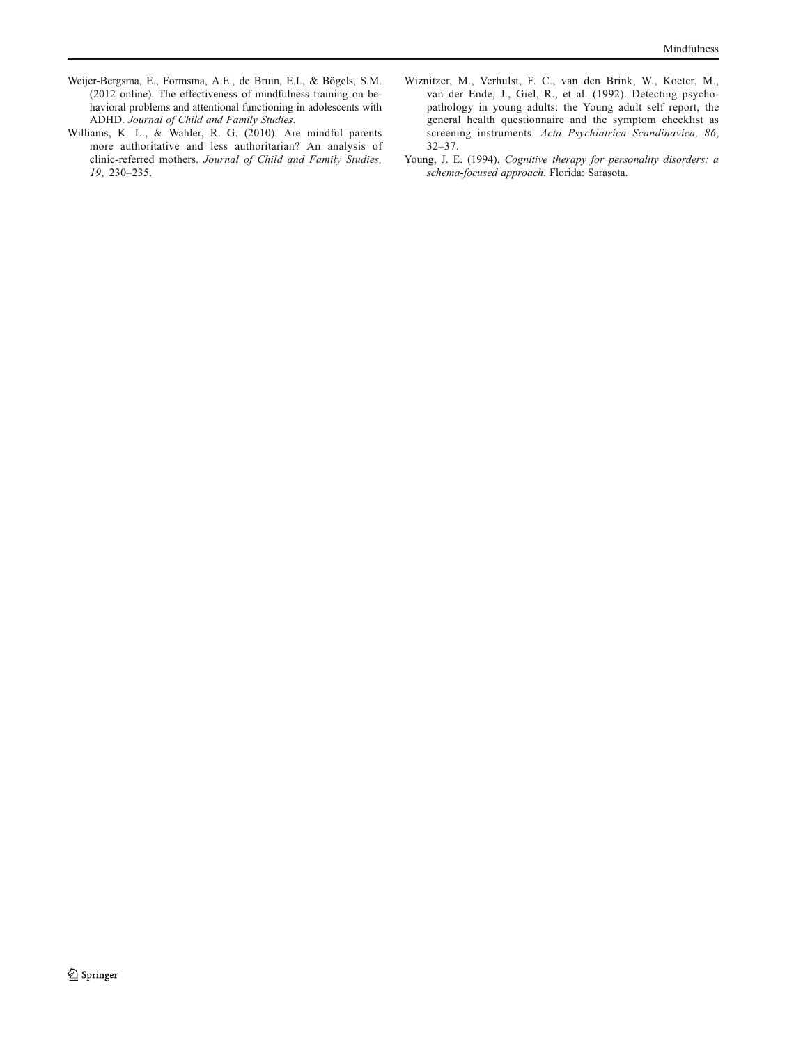Weijer-Bergsma, E., Formsma, A.E., de Bruin, E.I., & Bögels, S.M. (2012 online). The effectiveness of mindfulness training on behavioral problems and attentional functioning in adolescents with ADHD. *Journal of Child and Family Studies*.

Williams, K. L., & Wahler, R. G. (2010). Are mindful parents more authoritative and less authoritarian? An analysis of clinic-referred mothers. *Journal of Child and Family Studies, 19*, 230–235.

Wiznitzer, M., Verhulst, F. C., van den Brink, W., Koeter, M., van der Ende, J., Giel, R., et al. (1992). Detecting psychopathology in young adults: the Young adult self report, the general health questionnaire and the symptom checklist as screening instruments. *Acta Psychiatrica Scandinavica, 86*, 32–37.

Young, J. E. (1994). *Cognitive therapy for personality disorders: a schema-focused approach*. Florida: Sarasota.